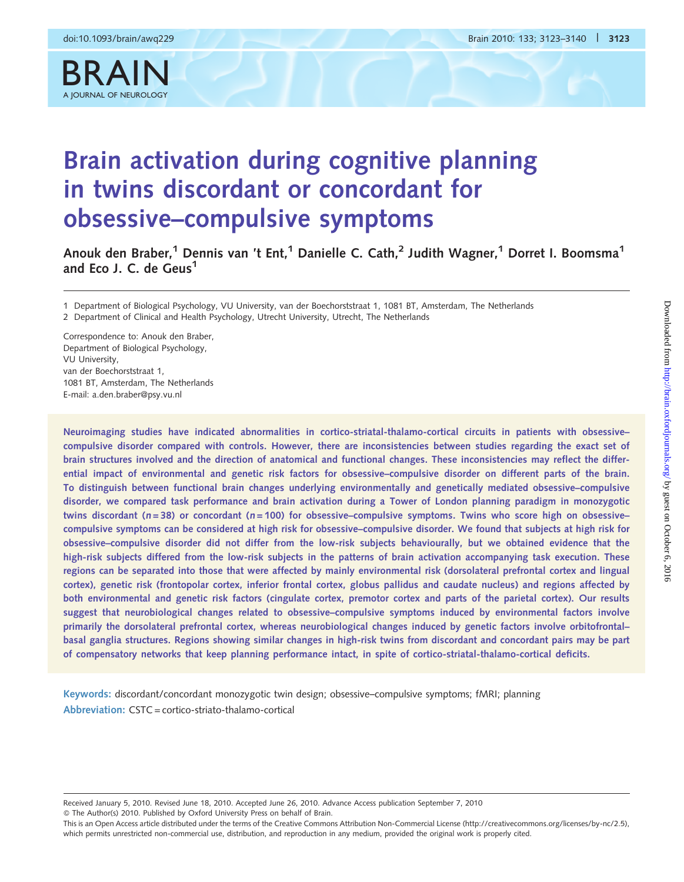# Brain activation during cognitive planning in twins discordant or concordant for obsessive–compulsive symptoms

Anouk den Braber,[1] Dennis van 't Ent,[1] Danielle C. Cath,[2] Judith Wagner,[1] Dorret I. Boomsma[1] and Eco J. C. de Geus[1]

1 Department of Biological Psychology, VU University, van der Boechorststraat 1, 1081 BT, Amsterdam, The Netherlands
2 Department of Clinical and Health Psychology, Utrecht University, Utrecht, The Netherlands

Correspondence to: Anouk den Braber,
Department of Biological Psychology,
VU University,
van der Boechorststraat 1,
1081 BT, Amsterdam, The Netherlands
E-mail: a.den.braber@psy.vu.nl

**Neuroimaging studies have indicated abnormalities in cortico-striatal-thalamo-cortical circuits in patients with obsessive–compulsive disorder compared with controls. However, there are inconsistencies between studies regarding the exact set of brain structures involved and the direction of anatomical and functional changes. These inconsistencies may reflect the differential impact of environmental and genetic risk factors for obsessive–compulsive disorder on different parts of the brain. To distinguish between functional brain changes underlying environmentally and genetically mediated obsessive–compulsive disorder, we compared task performance and brain activation during a Tower of London planning paradigm in monozygotic twins discordant (*n* = 38) or concordant (*n* = 100) for obsessive–compulsive symptoms. Twins who score high on obsessive–compulsive symptoms can be considered at high risk for obsessive–compulsive disorder. We found that subjects at high risk for obsessive–compulsive disorder did not differ from the low-risk subjects behaviourally, but we obtained evidence that the high-risk subjects differed from the low-risk subjects in the patterns of brain activation accompanying task execution. These regions can be separated into those that were affected by mainly environmental risk (dorsolateral prefrontal cortex and lingual cortex), genetic risk (frontopolar cortex, inferior frontal cortex, globus pallidus and caudate nucleus) and regions affected by both environmental and genetic risk factors (cingulate cortex, premotor cortex and parts of the parietal cortex). Our results suggest that neurobiological changes related to obsessive–compulsive symptoms induced by environmental factors involve primarily the dorsolateral prefrontal cortex, whereas neurobiological changes induced by genetic factors involve orbitofrontal–basal ganglia structures. Regions showing similar changes in high-risk twins from discordant and concordant pairs may be part of compensatory networks that keep planning performance intact, in spite of cortico-striatal-thalamo-cortical deficits.**

**Keywords:** discordant/concordant monozygotic twin design; obsessive–compulsive symptoms; fMRI; planning
**Abbreviation:** CSTC = cortico-striato-thalamo-cortical

Received January 5, 2010. Revised June 18, 2010. Accepted June 26, 2010. Advance Access publication September 7, 2010
© The Author(s) 2010. Published by Oxford University Press on behalf of Brain.
This is an Open Access article distributed under the terms of the Creative Commons Attribution Non-Commercial License (http://creativecommons.org/licenses/by-nc/2.5), which permits unrestricted non-commercial use, distribution, and reproduction in any medium, provided the original work is properly cited.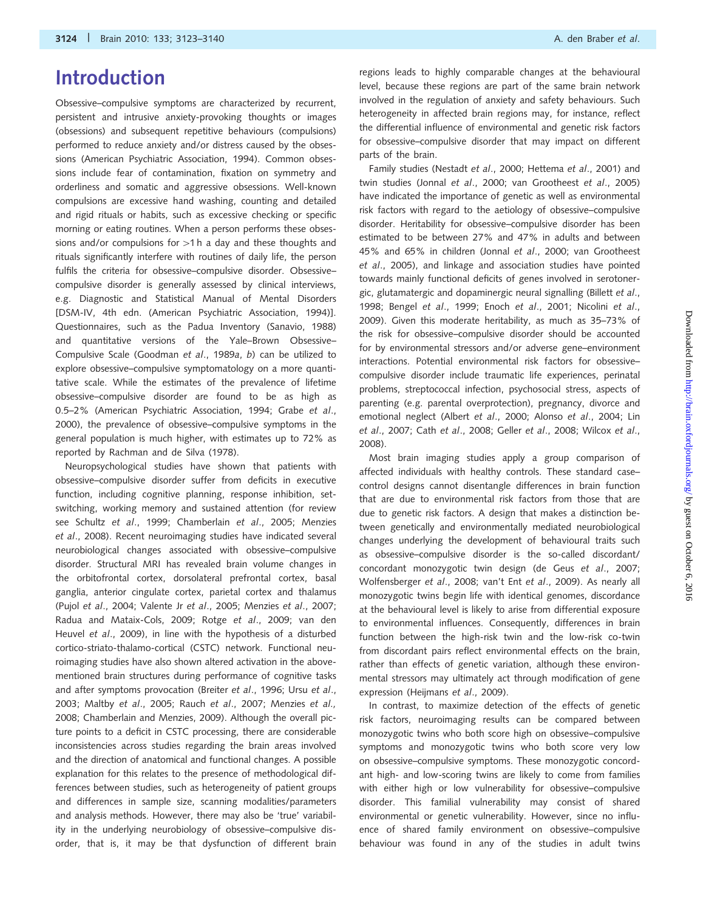# Introduction

Obsessive–compulsive symptoms are characterized by recurrent, persistent and intrusive anxiety-provoking thoughts or images (obsessions) and subsequent repetitive behaviours (compulsions) performed to reduce anxiety and/or distress caused by the obsessions (American Psychiatric Association, 1994). Common obsessions include fear of contamination, fixation on symmetry and orderliness and somatic and aggressive obsessions. Well-known compulsions are excessive hand washing, counting and detailed and rigid rituals or habits, such as excessive checking or specific morning or eating routines. When a person performs these obsessions and/or compulsions for >1 h a day and these thoughts and rituals significantly interfere with routines of daily life, the person fulfils the criteria for obsessive–compulsive disorder. Obsessive–compulsive disorder is generally assessed by clinical interviews, e.g. Diagnostic and Statistical Manual of Mental Disorders [DSM-IV, 4th edn. (American Psychiatric Association, 1994)]. Questionnaires, such as the Padua Inventory (Sanavio, 1988) and quantitative versions of the Yale–Brown Obsessive–Compulsive Scale (Goodman *et al*., 1989*a*, *b*) can be utilized to explore obsessive–compulsive symptomatology on a more quantitative scale. While the estimates of the prevalence of lifetime obsessive–compulsive disorder are found to be as high as 0.5–2% (American Psychiatric Association, 1994; Grabe *et al*., 2000), the prevalence of obsessive–compulsive symptoms in the general population is much higher, with estimates up to 72% as reported by Rachman and de Silva (1978).

Neuropsychological studies have shown that patients with obsessive–compulsive disorder suffer from deficits in executive function, including cognitive planning, response inhibition, set-switching, working memory and sustained attention (for review see Schultz *et al*., 1999; Chamberlain *et al*., 2005; Menzies *et al*., 2008). Recent neuroimaging studies have indicated several neurobiological changes associated with obsessive–compulsive disorder. Structural MRI has revealed brain volume changes in the orbitofrontal cortex, dorsolateral prefrontal cortex, basal ganglia, anterior cingulate cortex, parietal cortex and thalamus (Pujol *et al*., 2004; Valente Jr *et al*., 2005; Menzies *et al*., 2007; Radua and Mataix-Cols, 2009; Rotge *et al*., 2009; van den Heuvel *et al*., 2009), in line with the hypothesis of a disturbed cortico-striato-thalamo-cortical (CSTC) network. Functional neuroimaging studies have also shown altered activation in the above-mentioned brain structures during performance of cognitive tasks and after symptoms provocation (Breiter *et al*., 1996; Ursu *et al*., 2003; Maltby *et al*., 2005; Rauch *et al*., 2007; Menzies *et al.,* 2008; Chamberlain and Menzies, 2009). Although the overall picture points to a deficit in CSTC processing, there are considerable inconsistencies across studies regarding the brain areas involved and the direction of anatomical and functional changes. A possible explanation for this relates to the presence of methodological differences between studies, such as heterogeneity of patient groups and differences in sample size, scanning modalities/parameters and analysis methods. However, there may also be 'true' variability in the underlying neurobiology of obsessive–compulsive disorder, that is, it may be that dysfunction of different brain regions leads to highly comparable changes at the behavioural level, because these regions are part of the same brain network involved in the regulation of anxiety and safety behaviours. Such heterogeneity in affected brain regions may, for instance, reflect the differential influence of environmental and genetic risk factors for obsessive–compulsive disorder that may impact on different parts of the brain.

Family studies (Nestadt *et al*., 2000; Hettema *et al*., 2001) and twin studies (Jonnal *et al*., 2000; van Grootheest *et al*., 2005) have indicated the importance of genetic as well as environmental risk factors with regard to the aetiology of obsessive–compulsive disorder. Heritability for obsessive–compulsive disorder has been estimated to be between 27% and 47% in adults and between 45% and 65% in children (Jonnal *et al*., 2000; van Grootheest *et al*., 2005), and linkage and association studies have pointed towards mainly functional deficits of genes involved in serotonergic, glutamatergic and dopaminergic neural signalling (Billett *et al*., 1998; Bengel *et al*., 1999; Enoch *et al*., 2001; Nicolini *et al*., 2009). Given this moderate heritability, as much as 35–73% of the risk for obsessive–compulsive disorder should be accounted for by environmental stressors and/or adverse gene–environment interactions. Potential environmental risk factors for obsessive–compulsive disorder include traumatic life experiences, perinatal problems, streptococcal infection, psychosocial stress, aspects of parenting (e.g. parental overprotection), pregnancy, divorce and emotional neglect (Albert *et al*., 2000; Alonso *et al*., 2004; Lin *et al*., 2007; Cath *et al*., 2008; Geller *et al*., 2008; Wilcox *et al*., 2008).

Most brain imaging studies apply a group comparison of affected individuals with healthy controls. These standard case–control designs cannot disentangle differences in brain function that are due to environmental risk factors from those that are due to genetic risk factors. A design that makes a distinction between genetically and environmentally mediated neurobiological changes underlying the development of behavioural traits such as obsessive–compulsive disorder is the so-called discordant/concordant monozygotic twin design (de Geus *et al*., 2007; Wolfensberger *et al*., 2008; van't Ent *et al*., 2009). As nearly all monozygotic twins begin life with identical genomes, discordance at the behavioural level is likely to arise from differential exposure to environmental influences. Consequently, differences in brain function between the high-risk twin and the low-risk co-twin from discordant pairs reflect environmental effects on the brain, rather than effects of genetic variation, although these environmental stressors may ultimately act through modification of gene expression (Heijmans *et al*., 2009).

In contrast, to maximize detection of the effects of genetic risk factors, neuroimaging results can be compared between monozygotic twins who both score high on obsessive–compulsive symptoms and monozygotic twins who both score very low on obsessive–compulsive symptoms. These monozygotic concordant high- and low-scoring twins are likely to come from families with either high or low vulnerability for obsessive–compulsive disorder. This familial vulnerability may consist of shared environmental or genetic vulnerability. However, since no influence of shared family environment on obsessive–compulsive behaviour was found in any of the studies in adult twins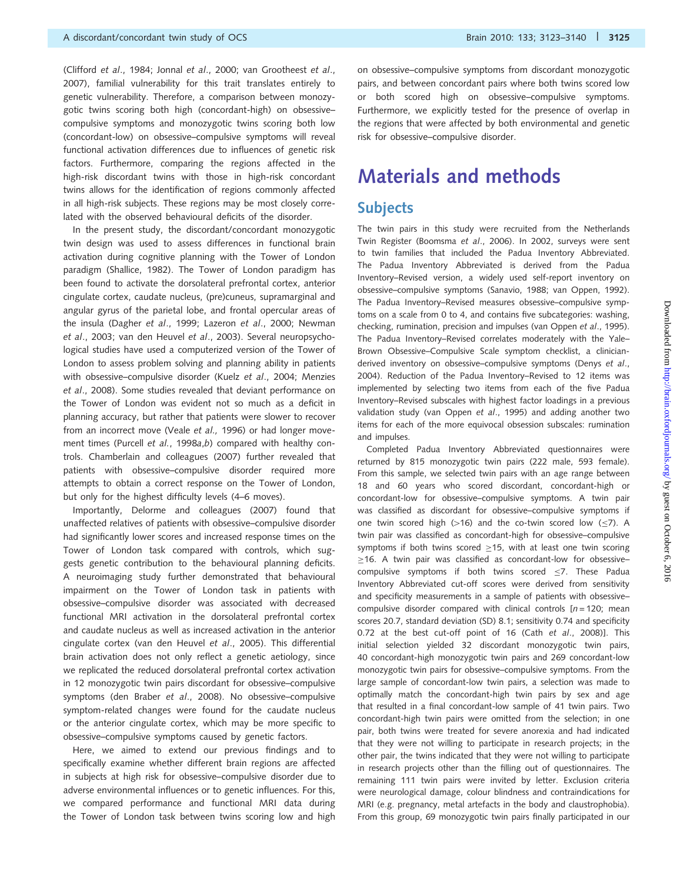(Clifford *et al*., 1984; Jonnal *et al*., 2000; van Grootheest *et al*., 2007), familial vulnerability for this trait translates entirely to genetic vulnerability. Therefore, a comparison between monozygotic twins scoring both high (concordant-high) on obsessive–compulsive symptoms and monozygotic twins scoring both low (concordant-low) on obsessive–compulsive symptoms will reveal functional activation differences due to influences of genetic risk factors. Furthermore, comparing the regions affected in the high-risk discordant twins with those in high-risk concordant twins allows for the identification of regions commonly affected in all high-risk subjects. These regions may be most closely correlated with the observed behavioural deficits of the disorder.

In the present study, the discordant/concordant monozygotic twin design was used to assess differences in functional brain activation during cognitive planning with the Tower of London paradigm (Shallice, 1982). The Tower of London paradigm has been found to activate the dorsolateral prefrontal cortex, anterior cingulate cortex, caudate nucleus, (pre)cuneus, supramarginal and angular gyrus of the parietal lobe, and frontal opercular areas of the insula (Dagher *et al*., 1999; Lazeron *et al*., 2000; Newman *et al*., 2003; van den Heuvel *et al*., 2003). Several neuropsychological studies have used a computerized version of the Tower of London to assess problem solving and planning ability in patients with obsessive–compulsive disorder (Kuelz *et al*., 2004; Menzies *et al*., 2008). Some studies revealed that deviant performance on the Tower of London was evident not so much as a deficit in planning accuracy, but rather that patients were slower to recover from an incorrect move (Veale *et al.,* 1996) or had longer movement times (Purcell *et al.*, 1998*a*,*b*) compared with healthy controls. Chamberlain and colleagues (2007) further revealed that patients with obsessive–compulsive disorder required more attempts to obtain a correct response on the Tower of London, but only for the highest difficulty levels (4–6 moves).

Importantly, Delorme and colleagues (2007) found that unaffected relatives of patients with obsessive–compulsive disorder had significantly lower scores and increased response times on the Tower of London task compared with controls, which suggests genetic contribution to the behavioural planning deficits. A neuroimaging study further demonstrated that behavioural impairment on the Tower of London task in patients with obsessive–compulsive disorder was associated with decreased functional MRI activation in the dorsolateral prefrontal cortex and caudate nucleus as well as increased activation in the anterior cingulate cortex (van den Heuvel *et al*., 2005). This differential brain activation does not only reflect a genetic aetiology, since we replicated the reduced dorsolateral prefrontal cortex activation in 12 monozygotic twin pairs discordant for obsessive–compulsive symptoms (den Braber *et al*., 2008). No obsessive–compulsive symptom-related changes were found for the caudate nucleus or the anterior cingulate cortex, which may be more specific to obsessive–compulsive symptoms caused by genetic factors.

Here, we aimed to extend our previous findings and to specifically examine whether different brain regions are affected in subjects at high risk for obsessive–compulsive disorder due to adverse environmental influences or to genetic influences. For this, we compared performance and functional MRI data during the Tower of London task between twins scoring low and high on obsessive–compulsive symptoms from discordant monozygotic pairs, and between concordant pairs where both twins scored low or both scored high on obsessive–compulsive symptoms. Furthermore, we explicitly tested for the presence of overlap in the regions that were affected by both environmental and genetic risk for obsessive–compulsive disorder.

# Materials and methods

## Subjects

The twin pairs in this study were recruited from the Netherlands Twin Register (Boomsma *et al*., 2006). In 2002, surveys were sent to twin families that included the Padua Inventory Abbreviated. The Padua Inventory Abbreviated is derived from the Padua Inventory–Revised version, a widely used self-report inventory on obsessive–compulsive symptoms (Sanavio, 1988; van Oppen, 1992). The Padua Inventory–Revised measures obsessive–compulsive symptoms on a scale from 0 to 4, and contains five subcategories: washing, checking, rumination, precision and impulses (van Oppen *et al*., 1995). The Padua Inventory–Revised correlates moderately with the Yale–Brown Obsessive–Compulsive Scale symptom checklist, a clinician-derived inventory on obsessive–compulsive symptoms (Denys *et al*., 2004). Reduction of the Padua Inventory–Revised to 12 items was implemented by selecting two items from each of the five Padua Inventory–Revised subscales with highest factor loadings in a previous validation study (van Oppen *et al*., 1995) and adding another two items for each of the more equivocal obsession subscales: rumination and impulses.

Completed Padua Inventory Abbreviated questionnaires were returned by 815 monozygotic twin pairs (222 male, 593 female). From this sample, we selected twin pairs with an age range between 18 and 60 years who scored discordant, concordant-high or concordant-low for obsessive–compulsive symptoms. A twin pair was classified as discordant for obsessive–compulsive symptoms if one twin scored high (>16) and the co-twin scored low (≤7). A twin pair was classified as concordant-high for obsessive–compulsive symptoms if both twins scored ≥15, with at least one twin scoring ≥16. A twin pair was classified as concordant-low for obsessive–compulsive symptoms if both twins scored ≤7. These Padua Inventory Abbreviated cut-off scores were derived from sensitivity and specificity measurements in a sample of patients with obsessive–compulsive disorder compared with clinical controls [$n = 120$; mean scores 20.7, standard deviation (SD) 8.1; sensitivity 0.74 and specificity 0.72 at the best cut-off point of 16 (Cath *et al*., 2008)]. This initial selection yielded 32 discordant monozygotic twin pairs, 40 concordant-high monozygotic twin pairs and 269 concordant-low monozygotic twin pairs for obsessive–compulsive symptoms. From the large sample of concordant-low twin pairs, a selection was made to optimally match the concordant-high twin pairs by sex and age that resulted in a final concordant-low sample of 41 twin pairs. Two concordant-high twin pairs were omitted from the selection; in one pair, both twins were treated for severe anorexia and had indicated that they were not willing to participate in research projects; in the other pair, the twins indicated that they were not willing to participate in research projects other than the filling out of questionnaires. The remaining 111 twin pairs were invited by letter. Exclusion criteria were neurological damage, colour blindness and contraindications for MRI (e.g. pregnancy, metal artefacts in the body and claustrophobia). From this group, 69 monozygotic twin pairs finally participated in our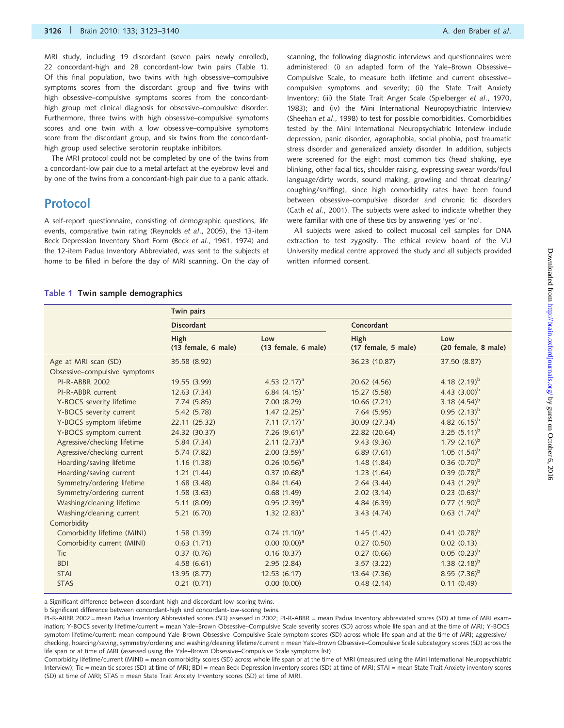MRI study, including 19 discordant (seven pairs newly enrolled), 22 concordant-high and 28 concordant-low twin pairs (Table 1). Of this final population, two twins with high obsessive–compulsive symptoms scores from the discordant group and five twins with high obsessive–compulsive symptoms scores from the concordant-high group met clinical diagnosis for obsessive–compulsive disorder. Furthermore, three twins with high obsessive–compulsive symptoms scores and one twin with a low obsessive–compulsive symptoms score from the discordant group, and six twins from the concordant-high group used selective serotonin reuptake inhibitors.

The MRI protocol could not be completed by one of the twins from a concordant-low pair due to a metal artefact at the eyebrow level and by one of the twins from a concordant-high pair due to a panic attack.

## Protocol

A self-report questionnaire, consisting of demographic questions, life events, comparative twin rating (Reynolds *et al*., 2005), the 13-item Beck Depression Inventory Short Form (Beck *et al*., 1961, 1974) and the 12-item Padua Inventory Abbreviated, was sent to the subjects at home to be filled in before the day of MRI scanning. On the day of scanning, the following diagnostic interviews and questionnaires were administered: (i) an adapted form of the Yale–Brown Obsessive–Compulsive Scale, to measure both lifetime and current obsessive–compulsive symptoms and severity; (ii) the State Trait Anxiety Inventory; (iii) the State Trait Anger Scale (Spielberger *et al*., 1970, 1983); and (iv) the Mini International Neuropsychiatric Interview (Sheehan *et al*., 1998) to test for possible comorbidities. Comorbidities tested by the Mini International Neuropsychiatric Interview include depression, panic disorder, agoraphobia, social phobia, post traumatic stress disorder and generalized anxiety disorder. In addition, subjects were screened for the eight most common tics (head shaking, eye blinking, other facial tics, shoulder raising, expressing swear words/foul language/dirty words, sound making, growling and throat clearing/coughing/sniffing), since high comorbidity rates have been found between obsessive–compulsive disorder and chronic tic disorders (Cath *et al*., 2001). The subjects were asked to indicate whether they were familiar with one of these tics by answering 'yes' or 'no'.

All subjects were asked to collect mucosal cell samples for DNA extraction to test zygosity. The ethical review board of the VU University medical centre approved the study and all subjects provided written informed consent.

**Table 1 Twin sample demographics**

| | Twin pairs | | | |
|---|---|---|---|---|
| | Discordant | | Concordant | |
| | High (13 female, 6 male) | Low (13 female, 6 male) | High (17 female, 5 male) | Low (20 female, 8 male) |
| Age at MRI scan (SD) | 35.58 (8.92) | | 36.23 (10.87) | 37.50 (8.87) |
| Obsessive–compulsive symptoms | | | | |
| PI-R-ABBR 2002 | 19.55 (3.99) | 4.53 (2.17)[a] | 20.62 (4.56) | 4.18 (2.19)[b] |
| PI-R-ABBR current | 12.63 (7.34) | 6.84 (4.15)[a] | 15.27 (5.58) | 4.43 (3.00)[b] |
| Y-BOCS severity lifetime | 7.74 (5.85) | 7.00 (8.29) | 10.66 (7.21) | 3.18 (4.54)[b] |
| Y-BOCS severity current | 5.42 (5.78) | 1.47 (2.25)[a] | 7.64 (5.95) | 0.95 (2.13)[b] |
| Y-BOCS symptom lifetime | 22.11 (25.32) | 7.11 (7.17)[a] | 30.09 (27.34) | 4.82 (6.15)[b] |
| Y-BOCS symptom current | 24.32 (30.37) | 7.26 (9.61)[a] | 22.82 (20.64) | 3.25 (5.11)[b] |
| Agressive/checking lifetime | 5.84 (7.34) | 2.11 (2.73)[a] | 9.43 (9.36) | 1.79 (2.16)[b] |
| Agressive/checking current | 5.74 (7.82) | 2.00 (3.59)[a] | 6.89 (7.61) | 1.05 (1.54)[b] |
| Hoarding/saving lifetime | 1.16 (1.38) | 0.26 (0.56)[a] | 1.48 (1.84) | 0.36 (0.70)[b] |
| Hoarding/saving current | 1.21 (1.44) | 0.37 (0.68)[a] | 1.23 (1.64) | 0.39 (0.78)[b] |
| Symmetry/ordering lifetime | 1.68 (3.48) | 0.84 (1.64) | 2.64 (3.44) | 0.43 (1.29)[b] |
| Symmetry/ordering current | 1.58 (3.63) | 0.68 (1.49) | 2.02 (3.14) | 0.23 (0.63)[b] |
| Washing/cleaning lifetime | 5.11 (8.09) | 0.95 (2.39)[a] | 4.84 (6.39) | 0.77 (1.90)[b] |
| Washing/cleaning current | 5.21 (6.70) | 1.32 (2.83)[a] | 3.43 (4.74) | 0.63 (1.74)[b] |
| Comorbidity | | | | |
| Comorbidity lifetime (MINI) | 1.58 (1.39) | 0.74 (1.10)[a] | 1.45 (1.42) | 0.41 (0.78)[b] |
| Comorbidity current (MINI) | 0.63 (1.71) | 0.00 (0.00)[a] | 0.27 (0.50) | 0.02 (0.13) |
| Tic | 0.37 (0.76) | 0.16 (0.37) | 0.27 (0.66) | 0.05 (0.23)[b] |
| BDI | 4.58 (6.61) | 2.95 (2.84) | 3.57 (3.22) | 1.38 (2.18)[b] |
| STAI | 13.95 (8.77) | 12.53 (6.17) | 13.64 (7.36) | 8.55 (7.36)[b] |
| STAS | 0.21 (0.71) | 0.00 (0.00) | 0.48 (2.14) | 0.11 (0.49) |

a Significant difference between discordant-high and discordant-low-scoring twins.
b Significant difference between concordant-high and concordant-low-scoring twins.
PI-R-ABBR 2002 = mean Padua Inventory Abbreviated scores (SD) assessed in 2002; PI-R-ABBR = mean Padua Inventory abbreviated scores (SD) at time of MRI examination; Y-BOCS severity lifetime/current = mean Yale–Brown Obsessive–Compulsive Scale severity scores (SD) across whole life span and at the time of MRI; Y-BOCS symptom lifetime/current: mean compound Yale–Brown Obsessive–Compulsive Scale symptom scores (SD) across whole life span and at the time of MRI; aggressive/checking, hoarding/saving, symmetry/ordering and washing/cleaning lifetime/current = mean Yale–Brown Obsessive–Compulsive Scale subcategory scores (SD) across the life span or at time of MRI (assessed using the Yale–Brown Obsessive–Compulsive Scale symptoms list).
Comorbidity lifetime/current (MINI) = mean comorbidity scores (SD) across whole life span or at the time of MRI (measured using the Mini International Neuropsychiatric Interview); Tic = mean tic scores (SD) at time of MRI; BDI = mean Beck Depression Inventory scores (SD) at time of MRI; STAI = mean State Trait Anxiety inventory scores (SD) at time of MRI; STAS = mean State Trait Anxiety Inventory scores (SD) at time of MRI.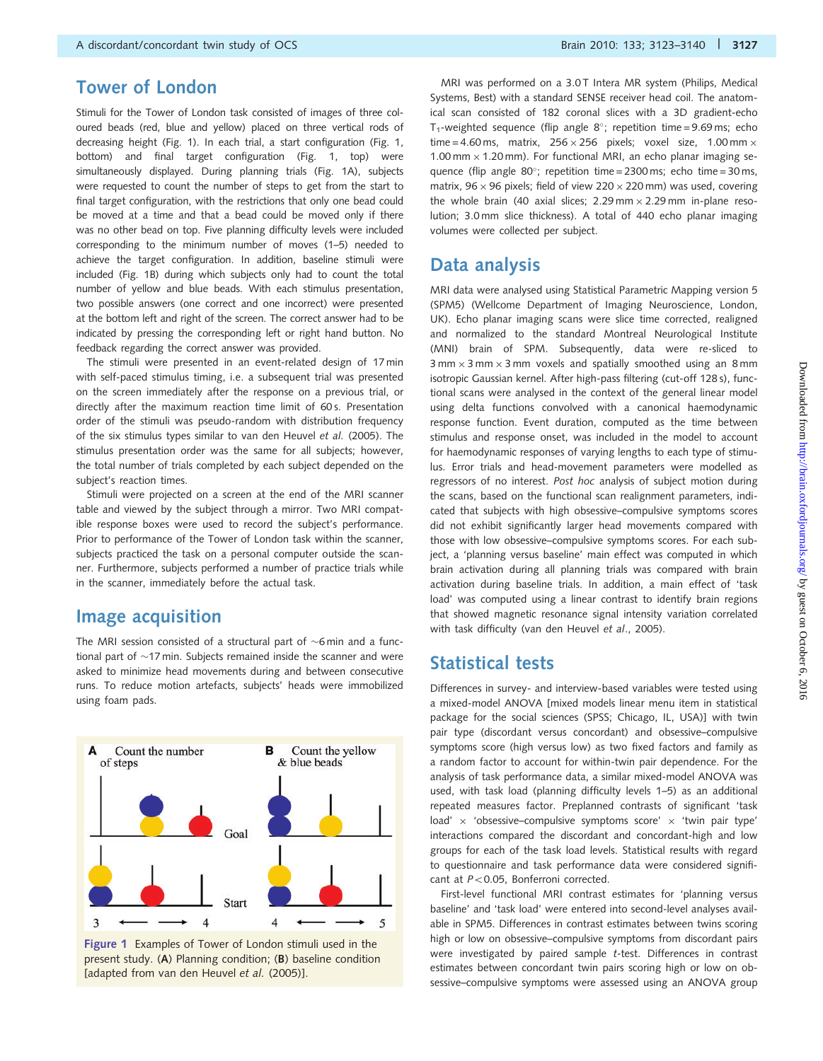## Tower of London

Stimuli for the Tower of London task consisted of images of three coloured beads (red, blue and yellow) placed on three vertical rods of decreasing height (Fig. 1). In each trial, a start configuration (Fig. 1, bottom) and final target configuration (Fig. 1, top) were simultaneously displayed. During planning trials (Fig. 1A), subjects were requested to count the number of steps to get from the start to final target configuration, with the restrictions that only one bead could be moved at a time and that a bead could be moved only if there was no other bead on top. Five planning difficulty levels were included corresponding to the minimum number of moves (1–5) needed to achieve the target configuration. In addition, baseline stimuli were included (Fig. 1B) during which subjects only had to count the total number of yellow and blue beads. With each stimulus presentation, two possible answers (one correct and one incorrect) were presented at the bottom left and right of the screen. The correct answer had to be indicated by pressing the corresponding left or right hand button. No feedback regarding the correct answer was provided.

The stimuli were presented in an event-related design of 17 min with self-paced stimulus timing, i.e. a subsequent trial was presented on the screen immediately after the response on a previous trial, or directly after the maximum reaction time limit of 60 s. Presentation order of the stimuli was pseudo-random with distribution frequency of the six stimulus types similar to van den Heuvel *et al.* (2005). The stimulus presentation order was the same for all subjects; however, the total number of trials completed by each subject depended on the subject's reaction times.

Stimuli were projected on a screen at the end of the MRI scanner table and viewed by the subject through a mirror. Two MRI compatible response boxes were used to record the subject's performance. Prior to performance of the Tower of London task within the scanner, subjects practiced the task on a personal computer outside the scanner. Furthermore, subjects performed a number of practice trials while in the scanner, immediately before the actual task.

## Image acquisition

The MRI session consisted of a structural part of ~6 min and a functional part of ~17 min. Subjects remained inside the scanner and were asked to minimize head movements during and between consecutive runs. To reduce motion artefacts, subjects' heads were immobilized using foam pads.

**Figure 1** Examples of Tower of London stimuli used in the present study. (**A**) Planning condition; (**B**) baseline condition [adapted from van den Heuvel *et al.* (2005)].

MRI was performed on a 3.0 T Intera MR system (Philips, Medical Systems, Best) with a standard SENSE receiver head coil. The anatomical scan consisted of 182 coronal slices with a 3D gradient-echo $T_1$-weighted sequence (flip angle 8°; repetition time = 9.69 ms; echo time = 4.60 ms, matrix, 256 × 256 pixels; voxel size, 1.00 mm × 1.00 mm × 1.20 mm). For functional MRI, an echo planar imaging sequence (flip angle 80°; repetition time = 2300 ms; echo time = 30 ms, matrix, 96 × 96 pixels; field of view 220 × 220 mm) was used, covering the whole brain (40 axial slices; 2.29 mm × 2.29 mm in-plane resolution; 3.0 mm slice thickness). A total of 440 echo planar imaging volumes were collected per subject.

## Data analysis

MRI data were analysed using Statistical Parametric Mapping version 5 (SPM5) (Wellcome Department of Imaging Neuroscience, London, UK). Echo planar imaging scans were slice time corrected, realigned and normalized to the standard Montreal Neurological Institute (MNI) brain of SPM. Subsequently, data were re-sliced to 3 mm × 3 mm × 3 mm voxels and spatially smoothed using an 8 mm isotropic Gaussian kernel. After high-pass filtering (cut-off 128 s), functional scans were analysed in the context of the general linear model using delta functions convolved with a canonical haemodynamic response function. Event duration, computed as the time between stimulus and response onset, was included in the model to account for haemodynamic responses of varying lengths to each type of stimulus. Error trials and head-movement parameters were modelled as regressors of no interest. *Post hoc* analysis of subject motion during the scans, based on the functional scan realignment parameters, indicated that subjects with high obsessive–compulsive symptoms scores did not exhibit significantly larger head movements compared with those with low obsessive–compulsive symptoms scores. For each subject, a 'planning versus baseline' main effect was computed in which brain activation during all planning trials was compared with brain activation during baseline trials. In addition, a main effect of 'task load' was computed using a linear contrast to identify brain regions that showed magnetic resonance signal intensity variation correlated with task difficulty (van den Heuvel *et al*., 2005).

## Statistical tests

Differences in survey- and interview-based variables were tested using a mixed-model ANOVA [mixed models linear menu item in statistical package for the social sciences (SPSS; Chicago, IL, USA)] with twin pair type (discordant versus concordant) and obsessive–compulsive symptoms score (high versus low) as two fixed factors and family as a random factor to account for within-twin pair dependence. For the analysis of task performance data, a similar mixed-model ANOVA was used, with task load (planning difficulty levels 1–5) as an additional repeated measures factor. Preplanned contrasts of significant 'task load' × 'obsessive–compulsive symptoms score' × 'twin pair type' interactions compared the discordant and concordant-high and low groups for each of the task load levels. Statistical results with regard to questionnaire and task performance data were considered significant at $P < 0.05$, Bonferroni corrected.

First-level functional MRI contrast estimates for 'planning versus baseline' and 'task load' were entered into second-level analyses available in SPM5. Differences in contrast estimates between twins scoring high or low on obsessive–compulsive symptoms from discordant pairs were investigated by paired sample *t*-test. Differences in contrast estimates between concordant twin pairs scoring high or low on obsessive–compulsive symptoms were assessed using an ANOVA group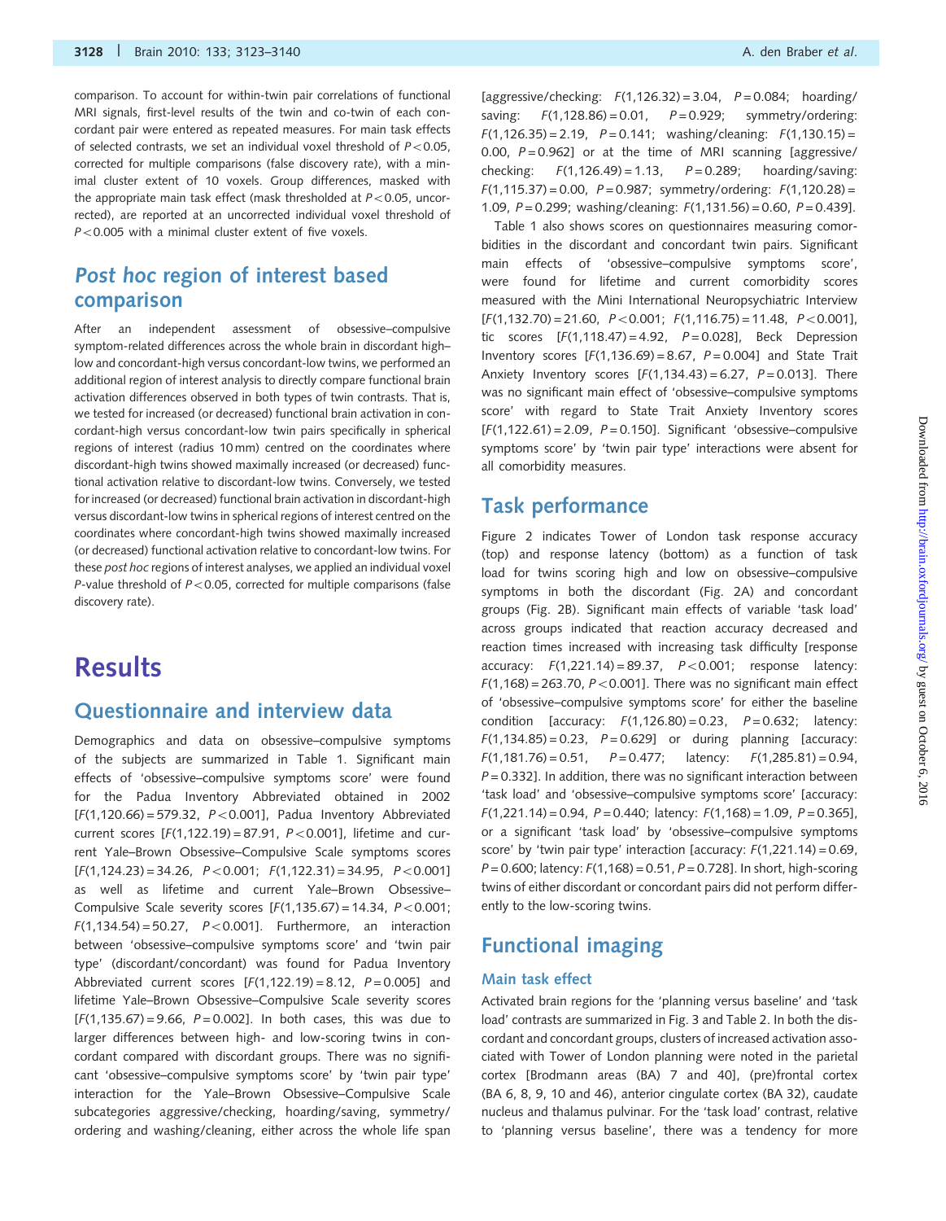comparison. To account for within-twin pair correlations of functional MRI signals, first-level results of the twin and co-twin of each concordant pair were entered as repeated measures. For main task effects of selected contrasts, we set an individual voxel threshold of $P<0.05$, corrected for multiple comparisons (false discovery rate), with a minimal cluster extent of 10 voxels. Group differences, masked with the appropriate main task effect (mask thresholded at $P<0.05$, uncorrected), are reported at an uncorrected individual voxel threshold of $P<0.005$ with a minimal cluster extent of five voxels.

## *Post hoc* region of interest based comparison

After an independent assessment of obsessive–compulsive symptom-related differences across the whole brain in discordant high–low and concordant-high versus concordant-low twins, we performed an additional region of interest analysis to directly compare functional brain activation differences observed in both types of twin contrasts. That is, we tested for increased (or decreased) functional brain activation in concordant-high versus concordant-low twin pairs specifically in spherical regions of interest (radius 10 mm) centred on the coordinates where discordant-high twins showed maximally increased (or decreased) functional activation relative to discordant-low twins. Conversely, we tested for increased (or decreased) functional brain activation in discordant-high versus discordant-low twins in spherical regions of interest centred on the coordinates where concordant-high twins showed maximally increased (or decreased) functional activation relative to concordant-low twins. For these *post hoc* regions of interest analyses, we applied an individual voxel $P$-value threshold of $P<0.05$, corrected for multiple comparisons (false discovery rate).

# Results

## Questionnaire and interview data

Demographics and data on obsessive–compulsive symptoms of the subjects are summarized in Table 1. Significant main effects of 'obsessive–compulsive symptoms score' were found for the Padua Inventory Abbreviated obtained in 2002 [$F(1,120.66)=579.32$, $P<0.001$], Padua Inventory Abbreviated current scores [$F(1,122.19)=87.91$, $P<0.001$], lifetime and current Yale–Brown Obsessive–Compulsive Scale symptoms scores [$F(1,124.23)=34.26$, $P<0.001$; $F(1,122.31)=34.95$, $P<0.001$] as well as lifetime and current Yale–Brown Obsessive–Compulsive Scale severity scores [$F(1,135.67)=14.34$, $P<0.001$; $F(1,134.54)=50.27$, $P<0.001$]. Furthermore, an interaction between 'obsessive–compulsive symptoms score' and 'twin pair type' (discordant/concordant) was found for Padua Inventory Abbreviated current scores [$F(1,122.19)=8.12$, $P=0.005$] and lifetime Yale–Brown Obsessive–Compulsive Scale severity scores [$F(1,135.67)=9.66$, $P=0.002$]. In both cases, this was due to larger differences between high- and low-scoring twins in concordant compared with discordant groups. There was no significant 'obsessive–compulsive symptoms score' by 'twin pair type' interaction for the Yale–Brown Obsessive–Compulsive Scale subcategories aggressive/checking, hoarding/saving, symmetry/ordering and washing/cleaning, either across the whole life span [aggressive/checking: $F(1,126.32)=3.04$, $P=0.084$; hoarding/saving: $F(1,128.86)=0.01$, $P=0.929$; symmetry/ordering: $F(1,126.35)=2.19$, $P=0.141$; washing/cleaning: $F(1,130.15)=0.00$, $P=0.962$] or at the time of MRI scanning [aggressive/checking: $F(1,126.49)=1.13$, $P=0.289$; hoarding/saving: $F(1,115.37)=0.00$, $P=0.987$; symmetry/ordering: $F(1,120.28)=1.09$, $P=0.299$; washing/cleaning: $F(1,131.56)=0.60$, $P=0.439$].

Table 1 also shows scores on questionnaires measuring comorbidities in the discordant and concordant twin pairs. Significant main effects of 'obsessive–compulsive symptoms score', were found for lifetime and current comorbidity scores measured with the Mini International Neuropsychiatric Interview [$F(1,132.70)=21.60$, $P<0.001$; $F(1,116.75)=11.48$, $P<0.001$], tic scores [$F(1,118.47)=4.92$, $P=0.028$], Beck Depression Inventory scores [$F(1,136.69)=8.67$, $P=0.004$] and State Trait Anxiety Inventory scores [$F(1,134.43)=6.27$, $P=0.013$]. There was no significant main effect of 'obsessive–compulsive symptoms score' with regard to State Trait Anxiety Inventory scores [$F(1,122.61)=2.09$, $P=0.150$]. Significant 'obsessive–compulsive symptoms score' by 'twin pair type' interactions were absent for all comorbidity measures.

## Task performance

Figure 2 indicates Tower of London task response accuracy (top) and response latency (bottom) as a function of task load for twins scoring high and low on obsessive–compulsive symptoms in both the discordant (Fig. 2A) and concordant groups (Fig. 2B). Significant main effects of variable 'task load' across groups indicated that reaction accuracy decreased and reaction times increased with increasing task difficulty [response accuracy: $F(1,221.14)=89.37$, $P<0.001$; response latency: $F(1,168)=263.70$, $P<0.001$]. There was no significant main effect of 'obsessive–compulsive symptoms score' for either the baseline condition [accuracy: $F(1,126.80)=0.23$, $P=0.632$; latency: $F(1,134.85)=0.23$, $P=0.629$] or during planning [accuracy: $F(1,181.76)=0.51$, $P=0.477$; latency: $F(1,285.81)=0.94$, $P=0.332$]. In addition, there was no significant interaction between 'task load' and 'obsessive–compulsive symptoms score' [accuracy: $F(1,221.14)=0.94$, $P=0.440$; latency: $F(1,168)=1.09$, $P=0.365$], or a significant 'task load' by 'obsessive–compulsive symptoms score' by 'twin pair type' interaction [accuracy: $F(1,221.14)=0.69$, $P=0.600$; latency: $F(1,168)=0.51$, $P=0.728$]. In short, high-scoring twins of either discordant or concordant pairs did not perform differently to the low-scoring twins.

## Functional imaging

### Main task effect

Activated brain regions for the 'planning versus baseline' and 'task load' contrasts are summarized in Fig. 3 and Table 2. In both the discordant and concordant groups, clusters of increased activation associated with Tower of London planning were noted in the parietal cortex [Brodmann areas (BA) 7 and 40], (pre)frontal cortex (BA 6, 8, 9, 10 and 46), anterior cingulate cortex (BA 32), caudate nucleus and thalamus pulvinar. For the 'task load' contrast, relative to 'planning versus baseline', there was a tendency for more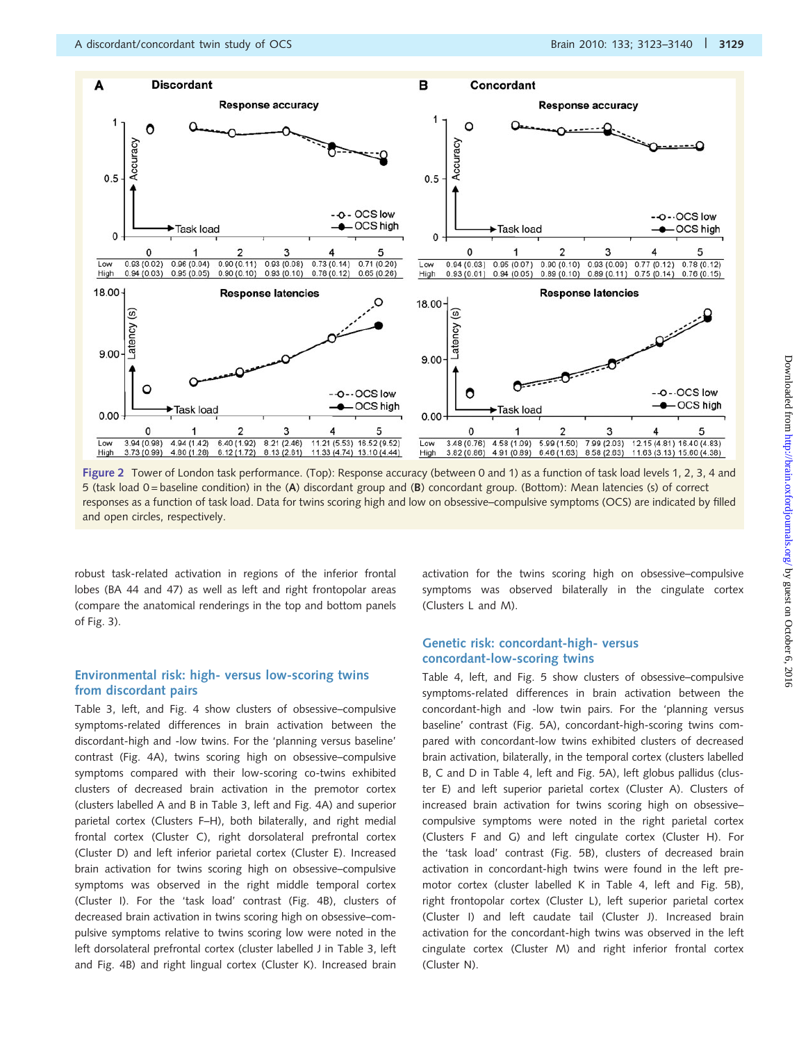**A Discordant**

Response accuracy

| | 0 | 1 | 2 | 3 | 4 | 5 |
|---|---|---|---|---|---|---|
| Low | 0.93 (0.02) | 0.96 (0.04) | 0.90 (0.11) | 0.93 (0.08) | 0.73 (0.14) | 0.71 (0.20) |
| High | 0.94 (0.03) | 0.95 (0.05) | 0.90 (0.10) | 0.93 (0.10) | 0.78 (0.12) | 0.65 (0.26) |

Response latencies

| | 0 | 1 | 2 | 3 | 4 | 5 |
|---|---|---|---|---|---|---|
| Low | 3.94 (0.98) | 4.94 (1.42) | 6.40 (1.92) | 8.21 (2.46) | 11.21 (5.53) | 16.52 (9.52) |
| High | 3.73 (0.99) | 4.80 (1.28) | 6.12 (1.72) | 8.13 (2.81) | 11.33 (4.74) | 13.10 (4.44) |

**B Concordant**

Response accuracy

| | 0 | 1 | 2 | 3 | 4 | 5 |
|---|---|---|---|---|---|---|
| Low | 0.94 (0.03) | 0.95 (0.07) | 0.90 (0.10) | 0.93 (0.09) | 0.77 (0.12) | 0.78 (0.12) |
| High | 0.93 (0.01) | 0.94 (0.05) | 0.89 (0.10) | 0.89 (0.11) | 0.75 (0.14) | 0.76 (0.15) |

Response latencies

| | 0 | 1 | 2 | 3 | 4 | 5 |
|---|---|---|---|---|---|---|
| Low | 3.48 (0.76) | 4.58 (1.09) | 5.99 (1.50) | 7.99 (2.03) | 12.15 (4.81) | 16.40 (4.83) |
| High | 3.82 (0.86) | 4.91 (0.89) | 6.46 (1.63) | 8.58 (2.63) | 11.63 (3.13) | 15.60 (4.36) |

Figure 2 Tower of London task performance. (Top): Response accuracy (between 0 and 1) as a function of task load levels 1, 2, 3, 4 and 5 (task load 0 = baseline condition) in the (**A**) discordant group and (**B**) concordant group. (Bottom): Mean latencies (s) of correct responses as a function of task load. Data for twins scoring high and low on obsessive–compulsive symptoms (OCS) are indicated by filled and open circles, respectively.

robust task-related activation in regions of the inferior frontal lobes (BA 44 and 47) as well as left and right frontopolar areas (compare the anatomical renderings in the top and bottom panels of Fig. 3).

## Environmental risk: high- versus low-scoring twins from discordant pairs

Table 3, left, and Fig. 4 show clusters of obsessive–compulsive symptoms-related differences in brain activation between the discordant-high and -low twins. For the 'planning versus baseline' contrast (Fig. 4A), twins scoring high on obsessive–compulsive symptoms compared with their low-scoring co-twins exhibited clusters of decreased brain activation in the premotor cortex (clusters labelled A and B in Table 3, left and Fig. 4A) and superior parietal cortex (Clusters F–H), both bilaterally, and right medial frontal cortex (Cluster C), right dorsolateral prefrontal cortex (Cluster D) and left inferior parietal cortex (Cluster E). Increased brain activation for twins scoring high on obsessive–compulsive symptoms was observed in the right middle temporal cortex (Cluster I). For the 'task load' contrast (Fig. 4B), clusters of decreased brain activation in twins scoring high on obsessive–compulsive symptoms relative to twins scoring low were noted in the left dorsolateral prefrontal cortex (cluster labelled J in Table 3, left and Fig. 4B) and right lingual cortex (Cluster K). Increased brain activation for the twins scoring high on obsessive–compulsive symptoms was observed bilaterally in the cingulate cortex (Clusters L and M).

## Genetic risk: concordant-high- versus concordant-low-scoring twins

Table 4, left, and Fig. 5 show clusters of obsessive–compulsive symptoms-related differences in brain activation between the concordant-high and -low twin pairs. For the 'planning versus baseline' contrast (Fig. 5A), concordant-high-scoring twins compared with concordant-low twins exhibited clusters of decreased brain activation, bilaterally, in the temporal cortex (clusters labelled B, C and D in Table 4, left and Fig. 5A), left globus pallidus (cluster E) and left superior parietal cortex (Cluster A). Clusters of increased brain activation for twins scoring high on obsessive–compulsive symptoms were noted in the right parietal cortex (Clusters F and G) and left cingulate cortex (Cluster H). For the 'task load' contrast (Fig. 5B), clusters of decreased brain activation in concordant-high twins were found in the left premotor cortex (cluster labelled K in Table 4, left and Fig. 5B), right frontopolar cortex (Cluster L), left superior parietal cortex (Cluster I) and left caudate tail (Cluster J). Increased brain activation for the concordant-high twins was observed in the left cingulate cortex (Cluster M) and right inferior frontal cortex (Cluster N).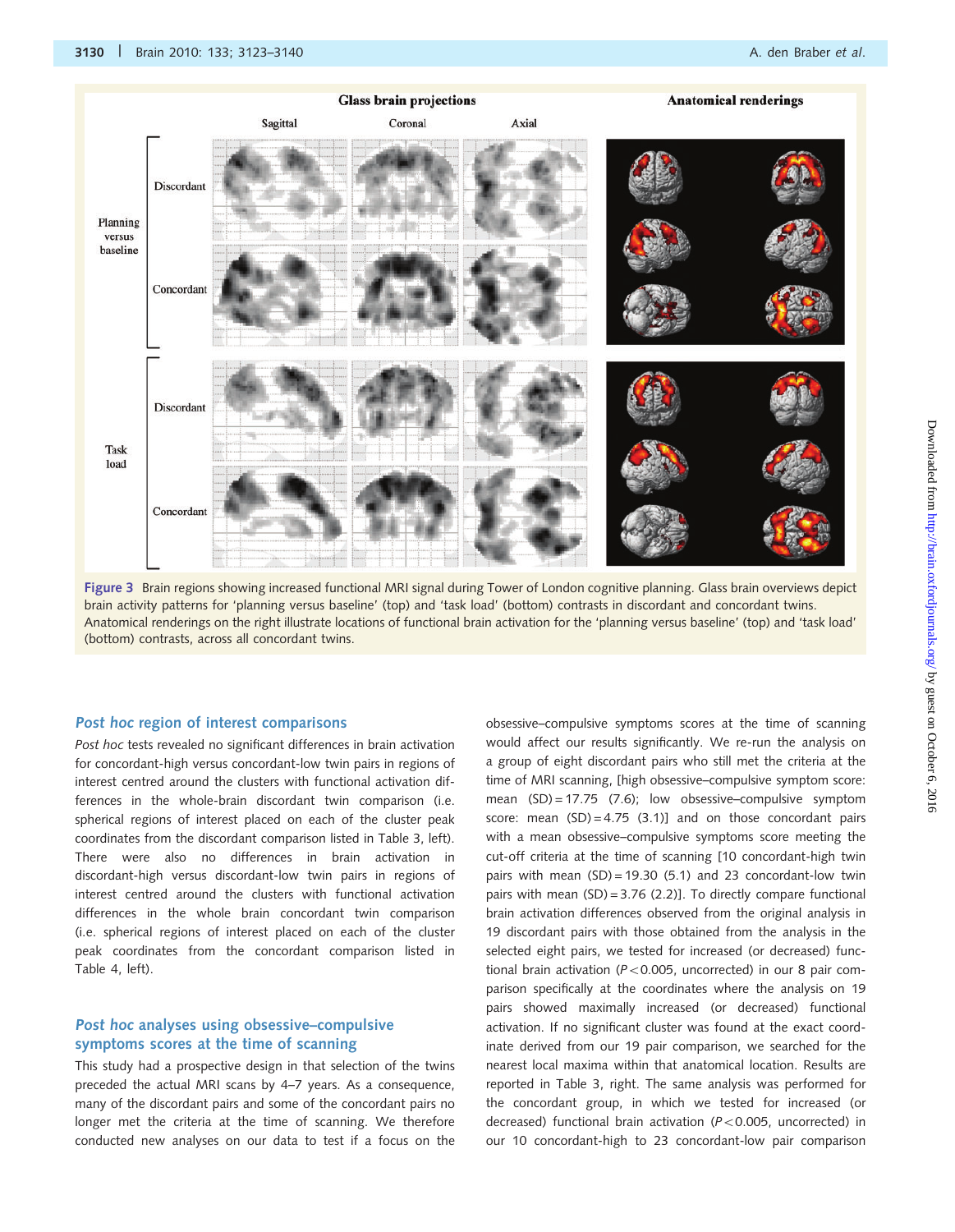Figure 3 Brain regions showing increased functional MRI signal during Tower of London cognitive planning. Glass brain overviews depict brain activity patterns for 'planning versus baseline' (top) and 'task load' (bottom) contrasts in discordant and concordant twins. Anatomical renderings on the right illustrate locations of functional brain activation for the 'planning versus baseline' (top) and 'task load' (bottom) contrasts, across all concordant twins.

## *Post hoc* region of interest comparisons

*Post hoc* tests revealed no significant differences in brain activation for concordant-high versus concordant-low twin pairs in regions of interest centred around the clusters with functional activation differences in the whole-brain discordant twin comparison (i.e. spherical regions of interest placed on each of the cluster peak coordinates from the discordant comparison listed in Table 3, left). There were also no differences in brain activation in discordant-high versus discordant-low twin pairs in regions of interest centred around the clusters with functional activation differences in the whole brain concordant twin comparison (i.e. spherical regions of interest placed on each of the cluster peak coordinates from the concordant comparison listed in Table 4, left).

## *Post hoc* analyses using obsessive–compulsive symptoms scores at the time of scanning

This study had a prospective design in that selection of the twins preceded the actual MRI scans by 4–7 years. As a consequence, many of the discordant pairs and some of the concordant pairs no longer met the criteria at the time of scanning. We therefore conducted new analyses on our data to test if a focus on the obsessive–compulsive symptoms scores at the time of scanning would affect our results significantly. We re-run the analysis on a group of eight discordant pairs who still met the criteria at the time of MRI scanning, [high obsessive–compulsive symptom score: mean (SD) = 17.75 (7.6); low obsessive–compulsive symptom score: mean (SD) = 4.75 (3.1)] and on those concordant pairs with a mean obsessive–compulsive symptoms score meeting the cut-off criteria at the time of scanning [10 concordant-high twin pairs with mean (SD) = 19.30 (5.1) and 23 concordant-low twin pairs with mean (SD) = 3.76 (2.2)]. To directly compare functional brain activation differences observed from the original analysis in 19 discordant pairs with those obtained from the analysis in the selected eight pairs, we tested for increased (or decreased) functional brain activation ($P < 0.005$, uncorrected) in our 8 pair comparison specifically at the coordinates where the analysis on 19 pairs showed maximally increased (or decreased) functional activation. If no significant cluster was found at the exact coordinate derived from our 19 pair comparison, we searched for the nearest local maxima within that anatomical location. Results are reported in Table 3, right. The same analysis was performed for the concordant group, in which we tested for increased (or decreased) functional brain activation ($P < 0.005$, uncorrected) in our 10 concordant-high to 23 concordant-low pair comparison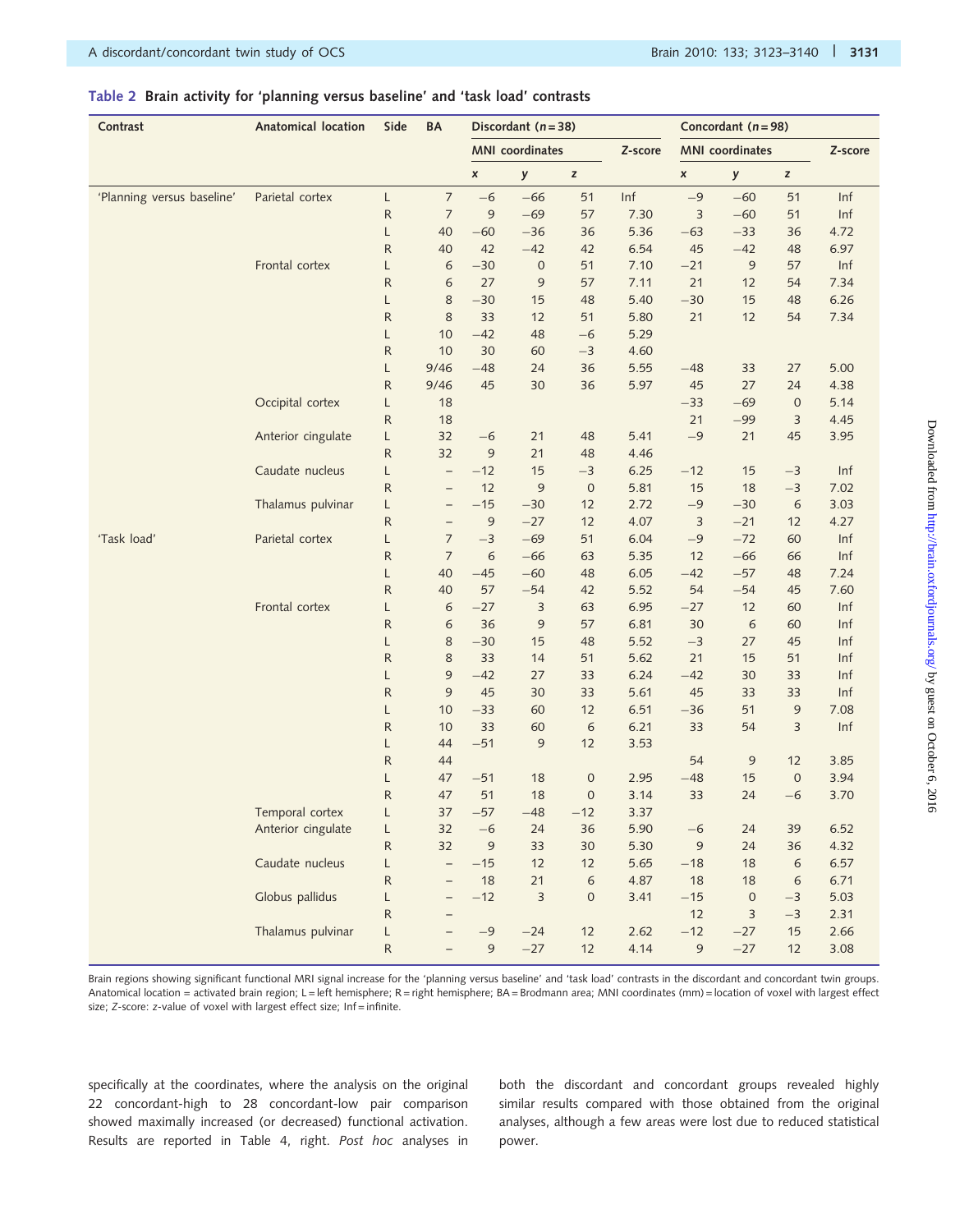**Table 2 Brain activity for 'planning versus baseline' and 'task load' contrasts**

| Contrast | Anatomical location | Side | BA | Discordant (n = 38) | | | | Concordant (n = 98) | | | |
|---|---|---|---|---|---|---|---|---|---|---|---|
| | | | | MNI coordinates | | | Z-score | MNI coordinates | | | Z-score |
| | | | | x | y | z | | x | y | z | |
| 'Planning versus baseline' | Parietal cortex | L | 7 | −6 | −66 | 51 | Inf | −9 | −60 | 51 | Inf |
| | | R | 7 | 9 | −69 | 57 | 7.30 | 3 | −60 | 51 | Inf |
| | | L | 40 | −60 | −36 | 36 | 5.36 | −63 | −33 | 36 | 4.72 |
| | | R | 40 | 42 | −42 | 42 | 6.54 | 45 | −42 | 48 | 6.97 |
| | Frontal cortex | L | 6 | −30 | 0 | 51 | 7.10 | −21 | 9 | 57 | Inf |
| | | R | 6 | 27 | 9 | 57 | 7.11 | 21 | 12 | 54 | 7.34 |
| | | L | 8 | −30 | 15 | 48 | 5.40 | −30 | 15 | 48 | 6.26 |
| | | R | 8 | 33 | 12 | 51 | 5.80 | 21 | 12 | 54 | 7.34 |
| | | L | 10 | −42 | 48 | −6 | 5.29 | | | | |
| | | R | 10 | 30 | 60 | −3 | 4.60 | | | | |
| | | L | 9/46 | −48 | 24 | 36 | 5.55 | −48 | 33 | 27 | 5.00 |
| | | R | 9/46 | 45 | 30 | 36 | 5.97 | 45 | 27 | 24 | 4.38 |
| | Occipital cortex | L | 18 | | | | | −33 | −69 | 0 | 5.14 |
| | | R | 18 | | | | | 21 | −99 | 3 | 4.45 |
| | Anterior cingulate | L | 32 | −6 | 21 | 48 | 5.41 | −9 | 21 | 45 | 3.95 |
| | | R | 32 | 9 | 21 | 48 | 4.46 | | | | |
| | Caudate nucleus | L | – | −12 | 15 | −3 | 6.25 | −12 | 15 | −3 | Inf |
| | | R | – | 12 | 9 | 0 | 5.81 | 15 | 18 | −3 | 7.02 |
| | Thalamus pulvinar | L | – | −15 | −30 | 12 | 2.72 | −9 | −30 | 6 | 3.03 |
| | | R | – | 9 | −27 | 12 | 4.07 | 3 | −21 | 12 | 4.27 |
| 'Task load' | Parietal cortex | L | 7 | −3 | −69 | 51 | 6.04 | −9 | −72 | 60 | Inf |
| | | R | 7 | 6 | −66 | 63 | 5.35 | 12 | −66 | 66 | Inf |
| | | L | 40 | −45 | −60 | 48 | 6.05 | −42 | −57 | 48 | 7.24 |
| | | R | 40 | 57 | −54 | 42 | 5.52 | 54 | −54 | 45 | 7.60 |
| | Frontal cortex | L | 6 | −27 | 3 | 63 | 6.95 | −27 | 12 | 60 | Inf |
| | | R | 6 | 36 | 9 | 57 | 6.81 | 30 | 6 | 60 | Inf |
| | | L | 8 | −30 | 15 | 48 | 5.52 | −3 | 27 | 45 | Inf |
| | | R | 8 | 33 | 14 | 51 | 5.62 | 21 | 15 | 51 | Inf |
| | | L | 9 | −42 | 27 | 33 | 6.24 | −42 | 30 | 33 | Inf |
| | | R | 9 | 45 | 30 | 33 | 5.61 | 45 | 33 | 33 | Inf |
| | | L | 10 | −33 | 60 | 12 | 6.51 | −36 | 51 | 9 | 7.08 |
| | | R | 10 | 33 | 60 | 6 | 6.21 | 33 | 54 | 3 | Inf |
| | | L | 44 | −51 | 9 | 12 | 3.53 | | | | |
| | | R | 44 | | | | | 54 | 9 | 12 | 3.85 |
| | | L | 47 | −51 | 18 | 0 | 2.95 | −48 | 15 | 0 | 3.94 |
| | | R | 47 | 51 | 18 | 0 | 3.14 | 33 | 24 | −6 | 3.70 |
| | Temporal cortex | L | 37 | −57 | −48 | −12 | 3.37 | | | | |
| | Anterior cingulate | L | 32 | −6 | 24 | 36 | 5.90 | −6 | 24 | 39 | 6.52 |
| | | R | 32 | 9 | 33 | 30 | 5.30 | 9 | 24 | 36 | 4.32 |
| | Caudate nucleus | L | – | −15 | 12 | 12 | 5.65 | −18 | 18 | 6 | 6.57 |
| | | R | – | 18 | 21 | 6 | 4.87 | 18 | 18 | 6 | 6.71 |
| | Globus pallidus | L | – | −12 | 3 | 0 | 3.41 | −15 | 0 | −3 | 5.03 |
| | | R | – | | | | | 12 | 3 | −3 | 2.31 |
| | Thalamus pulvinar | L | – | −9 | −24 | 12 | 2.62 | −12 | −27 | 15 | 2.66 |
| | | R | – | 9 | −27 | 12 | 4.14 | 9 | −27 | 12 | 3.08 |

Brain regions showing significant functional MRI signal increase for the 'planning versus baseline' and 'task load' contrasts in the discordant and concordant twin groups. Anatomical location = activated brain region; L = left hemisphere; R = right hemisphere; BA = Brodmann area; MNI coordinates (mm) = location of voxel with largest effect size; Z-score: z-value of voxel with largest effect size; Inf = infinite.

specifically at the coordinates, where the analysis on the original 22 concordant-high to 28 concordant-low pair comparison showed maximally increased (or decreased) functional activation. Results are reported in Table 4, right. *Post hoc* analyses in both the discordant and concordant groups revealed highly similar results compared with those obtained from the original analyses, although a few areas were lost due to reduced statistical power.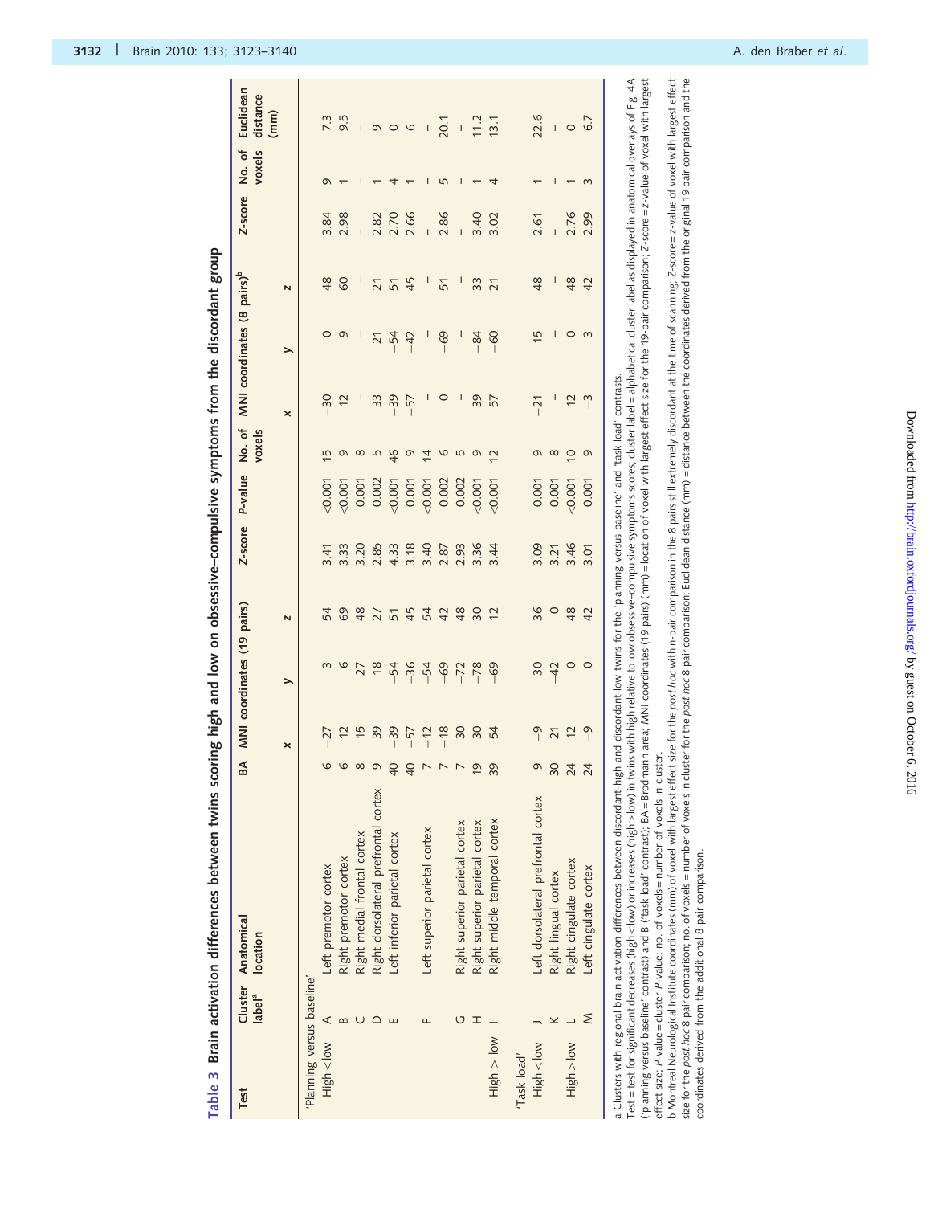**Table 3** Brain activation differences between twins scoring high and low on obsessive–compulsive symptoms from the discordant group

| Test | Cluster label[a] | Anatomical location | BA | MNI coordinates (19 pairs) | | | Z-score | P-value | No. of voxels | MNI coordinates (8 pairs)[b] | | | Z-score | No. of voxels | Euclidean distance (mm) |
|---|---|---|---|---|---|---|---|---|---|---|---|---|---|---|---|
| | | | | x | y | z | | | | x | y | z | | | |
| 'Planning versus baseline' | | | | | | | | | | | | | | | |
| High < low | A | Left premotor cortex | 6 | −27 | 3 | 54 | 3.41 | <0.001 | 15 | −30 | 0 | 48 | 3.84 | 9 | 7.3 |
| | B | Right premotor cortex | 6 | 12 | 6 | 69 | 3.33 | <0.001 | 9 | 12 | 9 | 60 | 2.98 | 1 | 9.5 |
| | C | Right medial frontal cortex | 8 | 15 | 27 | 48 | 3.20 | 0.001 | 8 | – | – | – | – | – | – |
| | D | Right dorsolateral prefrontal cortex | 9 | 39 | 18 | 27 | 2.85 | 0.002 | 5 | 33 | 21 | 21 | 2.82 | 1 | 9 |
| | E | Left inferior parietal cortex | 40 | −39 | −54 | 51 | 4.33 | <0.001 | 46 | −39 | −54 | 51 | 2.70 | 4 | 0 |
| | | | 40 | −57 | −36 | 45 | 3.18 | 0.001 | 9 | −57 | −42 | 45 | 2.66 | 1 | 6 |
| | F | Left superior parietal cortex | 7 | −12 | −54 | 54 | 3.40 | <0.001 | 14 | – | – | – | – | – | – |
| | | | 7 | −18 | −69 | 42 | 2.87 | 0.002 | 6 | 0 | −69 | 51 | 2.86 | 5 | 20.1 |
| | G | Right superior parietal cortex | 7 | 30 | −72 | 48 | 2.93 | 0.002 | 5 | – | – | – | – | – | – |
| | H | Right superior parietal cortex | 19 | 30 | −78 | 30 | 3.36 | <0.001 | 9 | 39 | −84 | 33 | 3.40 | 1 | 11.2 |
| High > low | I | Right middle temporal cortex | 39 | 54 | −69 | 12 | 3.44 | <0.001 | 12 | 57 | −60 | 21 | 3.02 | 4 | 13.1 |
| 'Task load' | | | | | | | | | | | | | | | |
| High < low | J | Left dorsolateral prefrontal cortex | 9 | −9 | 30 | 36 | 3.09 | 0.001 | 9 | −21 | 15 | 48 | 2.61 | 1 | 22.6 |
| | K | Right lingual cortex | 30 | 21 | −42 | 0 | 3.21 | 0.001 | 8 | – | – | – | – | – | – |
| High > low | L | Right cingulate cortex | 24 | 12 | 0 | 48 | 3.46 | <0.001 | 10 | 12 | 0 | 48 | 2.76 | 1 | 0 |
| | M | Left cingulate cortex | 24 | −9 | 0 | 42 | 3.01 | 0.001 | 9 | −3 | 3 | 42 | 2.99 | 3 | 6.7 |

a Clusters with regional brain activation differences between discordant-high and discordant-low twins for the 'planning versus baseline' and 'task load' contrasts.
Test = test for significant decreases (high < low) or increases (high > low) in twins with high relative to low obsessive–compulsive symptoms scores; cluster label = alphabetical cluster label as displayed in anatomical overlays of Fig. 4A ('planning versus baseline' contrast) and B ('task load' contrast); BA = Brodmann area; MNI coordinates (19 pairs) (mm) = location of voxel with largest effect size for the 19-pair comparison; Z-score = z-value of voxel with largest effect size; P-value = cluster P-value; no. of voxels = number of voxels in cluster.
b Montreal Neurological Institute coordinates (mm) of voxel with largest effect size for the *post hoc* within-pair comparison in the 8 pairs still extremely discordant at the time of scanning; Z-score = z-value of voxel with largest effect size for the *post hoc* 8 pair comparison; no. of voxels = number of voxels in cluster for the *post hoc* 8 pair comparison; Euclidean distance (mm) = distance between the coordinates derived from the original 19 pair comparison and the coordinates derived from the additional 8 pair comparison.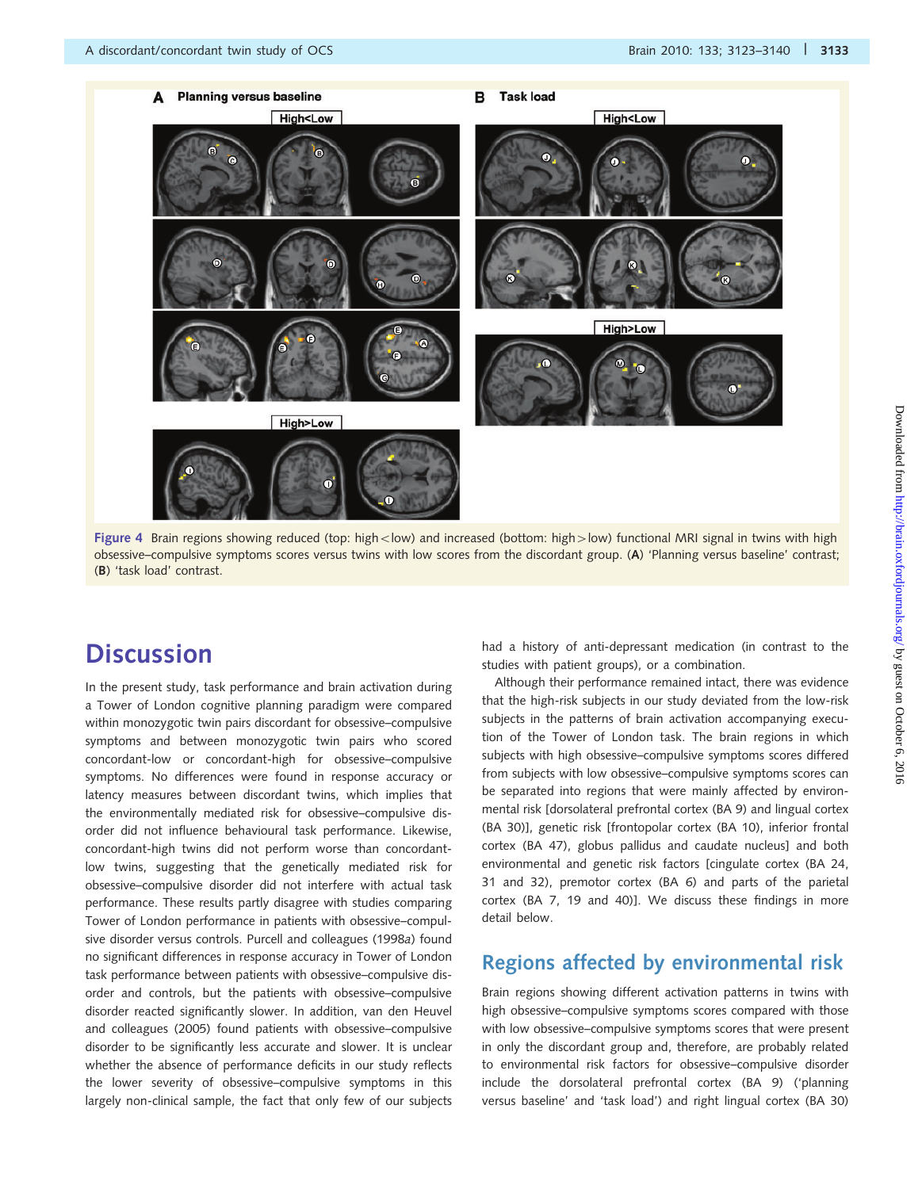Figure 4 Brain regions showing reduced (top: high < low) and increased (bottom: high > low) functional MRI signal in twins with high obsessive–compulsive symptoms scores versus twins with low scores from the discordant group. (**A**) 'Planning versus baseline' contrast; (**B**) 'task load' contrast.

# Discussion

In the present study, task performance and brain activation during a Tower of London cognitive planning paradigm were compared within monozygotic twin pairs discordant for obsessive–compulsive symptoms and between monozygotic twin pairs who scored concordant-low or concordant-high for obsessive–compulsive symptoms. No differences were found in response accuracy or latency measures between discordant twins, which implies that the environmentally mediated risk for obsessive–compulsive disorder did not influence behavioural task performance. Likewise, concordant-high twins did not perform worse than concordant-low twins, suggesting that the genetically mediated risk for obsessive–compulsive disorder did not interfere with actual task performance. These results partly disagree with studies comparing Tower of London performance in patients with obsessive–compulsive disorder versus controls. Purcell and colleagues (1998*a*) found no significant differences in response accuracy in Tower of London task performance between patients with obsessive–compulsive disorder and controls, but the patients with obsessive–compulsive disorder reacted significantly slower. In addition, van den Heuvel and colleagues (2005) found patients with obsessive–compulsive disorder to be significantly less accurate and slower. It is unclear whether the absence of performance deficits in our study reflects the lower severity of obsessive–compulsive symptoms in this largely non-clinical sample, the fact that only few of our subjects had a history of anti-depressant medication (in contrast to the studies with patient groups), or a combination.

Although their performance remained intact, there was evidence that the high-risk subjects in our study deviated from the low-risk subjects in the patterns of brain activation accompanying execution of the Tower of London task. The brain regions in which subjects with high obsessive–compulsive symptoms scores differed from subjects with low obsessive–compulsive symptoms scores can be separated into regions that were mainly affected by environmental risk [dorsolateral prefrontal cortex (BA 9) and lingual cortex (BA 30)], genetic risk [frontopolar cortex (BA 10), inferior frontal cortex (BA 47), globus pallidus and caudate nucleus] and both environmental and genetic risk factors [cingulate cortex (BA 24, 31 and 32), premotor cortex (BA 6) and parts of the parietal cortex (BA 7, 19 and 40)]. We discuss these findings in more detail below.

## Regions affected by environmental risk

Brain regions showing different activation patterns in twins with high obsessive–compulsive symptoms scores compared with those with low obsessive–compulsive symptoms scores that were present in only the discordant group and, therefore, are probably related to environmental risk factors for obsessive–compulsive disorder include the dorsolateral prefrontal cortex (BA 9) ('planning versus baseline' and 'task load') and right lingual cortex (BA 30)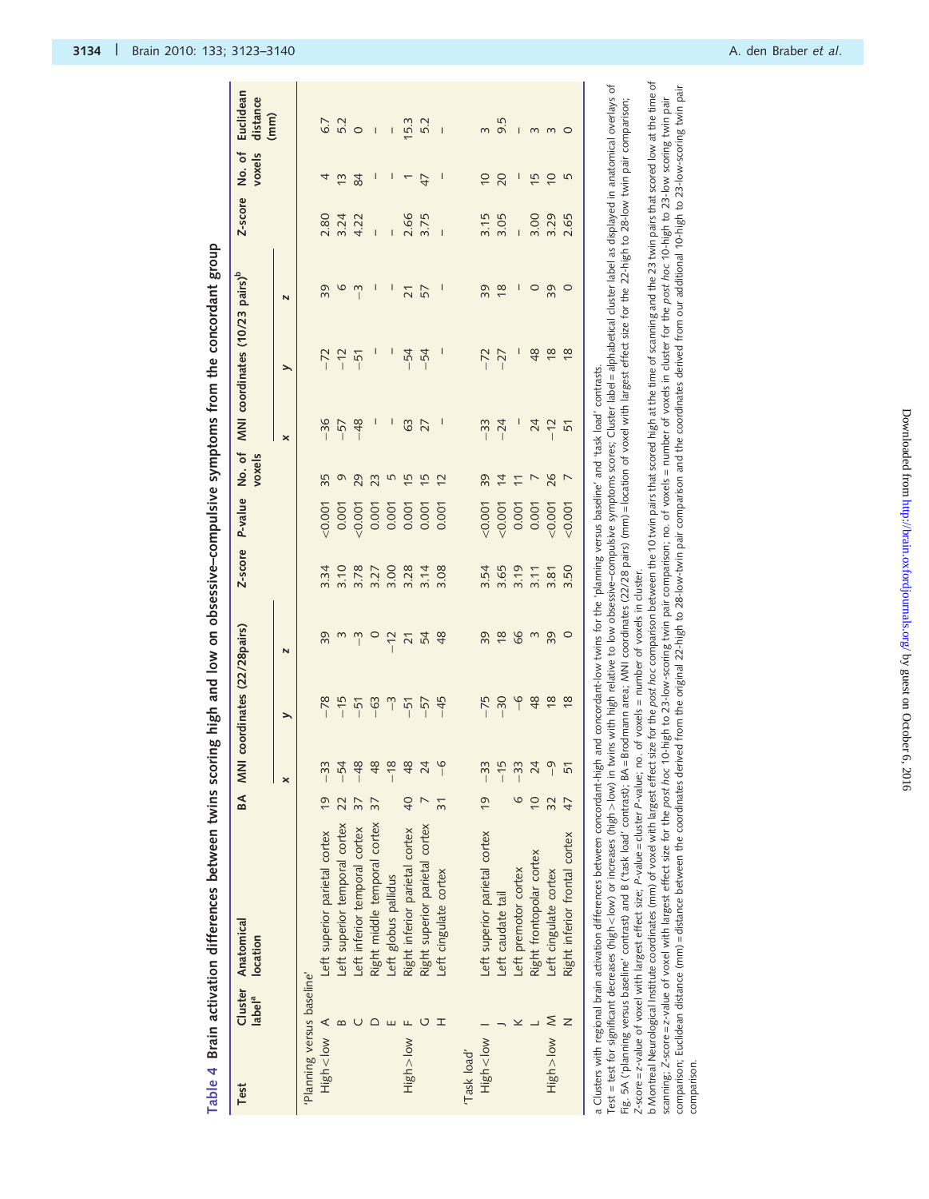**Table 4 Brain activation differences between twins scoring high and low on obsessive–compulsive symptoms from the concordant group**

| Test | Cluster label[a] | Anatomical location | BA | MNI coordinates (22/28pairs) | | | Z-score | P-value | No. of voxels | MNI coordinates (10/23 pairs)[b] | | | Z-score | No. of voxels | Euclidean distance (mm) |
|---|---|---|---|---|---|---|---|---|---|---|---|---|---|---|---|
| | | | | x | y | z | | | | x | y | z | | | |
| 'Planning versus baseline' | | | | | | | | | | | | | | | |
| High < low | A | Left superior parietal cortex | 19 | −33 | −78 | 39 | 3.34 | <0.001 | 35 | −36 | −72 | 39 | 2.80 | 4 | 6.7 |
| | B | Left superior temporal cortex | 22 | −54 | −15 | 3 | 3.10 | 0.001 | 9 | −57 | −12 | 6 | 3.24 | 13 | 5.2 |
| | C | Left inferior temporal cortex | 37 | −48 | −51 | −3 | 3.78 | <0.001 | 29 | −48 | −51 | −3 | 4.22 | 84 | 0 |
| | D | Right middle temporal cortex | 37 | 48 | −63 | 0 | 3.27 | 0.001 | 23 | – | – | – | – | – | – |
| | E | Left globus pallidus | | −18 | −3 | −12 | 3.00 | 0.001 | 5 | – | – | – | – | – | – |
| High > low | F | Right inferior parietal cortex | 40 | 48 | −51 | 21 | 3.28 | 0.001 | 15 | 63 | −54 | 21 | 2.66 | 1 | 15.3 |
| | G | Right superior parietal cortex | 7 | 24 | −57 | 54 | 3.14 | 0.001 | 15 | 27 | −54 | 57 | 3.75 | 47 | 5.2 |
| | H | Left cingulate cortex | 31 | −6 | −45 | 48 | 3.08 | 0.001 | 12 | – | – | – | – | – | – |
| 'Task load' | | | | | | | | | | | | | | | |
| High < low | I | Left superior parietal cortex | 19 | −33 | −75 | 39 | 3.54 | <0.001 | 39 | −33 | −72 | 39 | 3.15 | 10 | 3 |
| | J | Left caudate tail | | −15 | −30 | 18 | 3.65 | <0.001 | 14 | −24 | −27 | 18 | 3.05 | 20 | 9.5 |
| | K | Left premotor cortex | 6 | −33 | −6 | 66 | 3.19 | 0.001 | 11 | – | – | – | – | – | – |
| | L | Right frontopolar cortex | 10 | 24 | 48 | 3 | 3.11 | 0.001 | 7 | 24 | 48 | 0 | 3.00 | 15 | 3 |
| High > low | M | Left cingulate cortex | 32 | −9 | 18 | 39 | 3.81 | <0.001 | 26 | −12 | 18 | 39 | 3.29 | 10 | 3 |
| | N | Right inferior frontal cortex | 47 | 51 | 18 | 0 | 3.50 | <0.001 | 7 | 51 | 18 | 0 | 2.65 | 5 | 0 |

a Clusters with regional brain activation differences between concordant-high and concordant-low twins for the 'planning versus baseline' and 'task load' contrasts.
Test = test for significant decreases (high < low) or increases (high > low) in twins with high relative to low obsessive–compulsive symptoms scores; Cluster label = alphabetical cluster label as displayed in anatomical overlays of Fig. 5A ('planning versus baseline' contrast) and B ('task load' contrast); BA = Brodmann area; MNI coordinates (22/28 pairs) (mm) = location of voxel with largest effect size for the 22-high to 28-low twin pair comparison; Z-score = z-value of voxel with largest effect size; P-value = cluster P-value; no. of voxels = number of voxels in cluster.
b Montreal Neurological Institute coordinates (mm) of voxel with largest effect size for the *post hoc* comparison between the 10 twin pairs that scored high at the time of scanning and the 23 twin pairs that scored low at the time of scanning; Z-score = z-value of voxel with largest effect size for the *post hoc* 10-high to 23-low-scoring twin pair comparison; no. of voxels = number of voxels in cluster for the *post hoc* 10-high to 23-low scoring twin pair comparison; Euclidean distance (mm) = distance between the coordinates derived from the original 22-high to 28-low-twin pair comparison and the coordinates derived from our additional 10-high to 23-low-scoring twin pair comparison.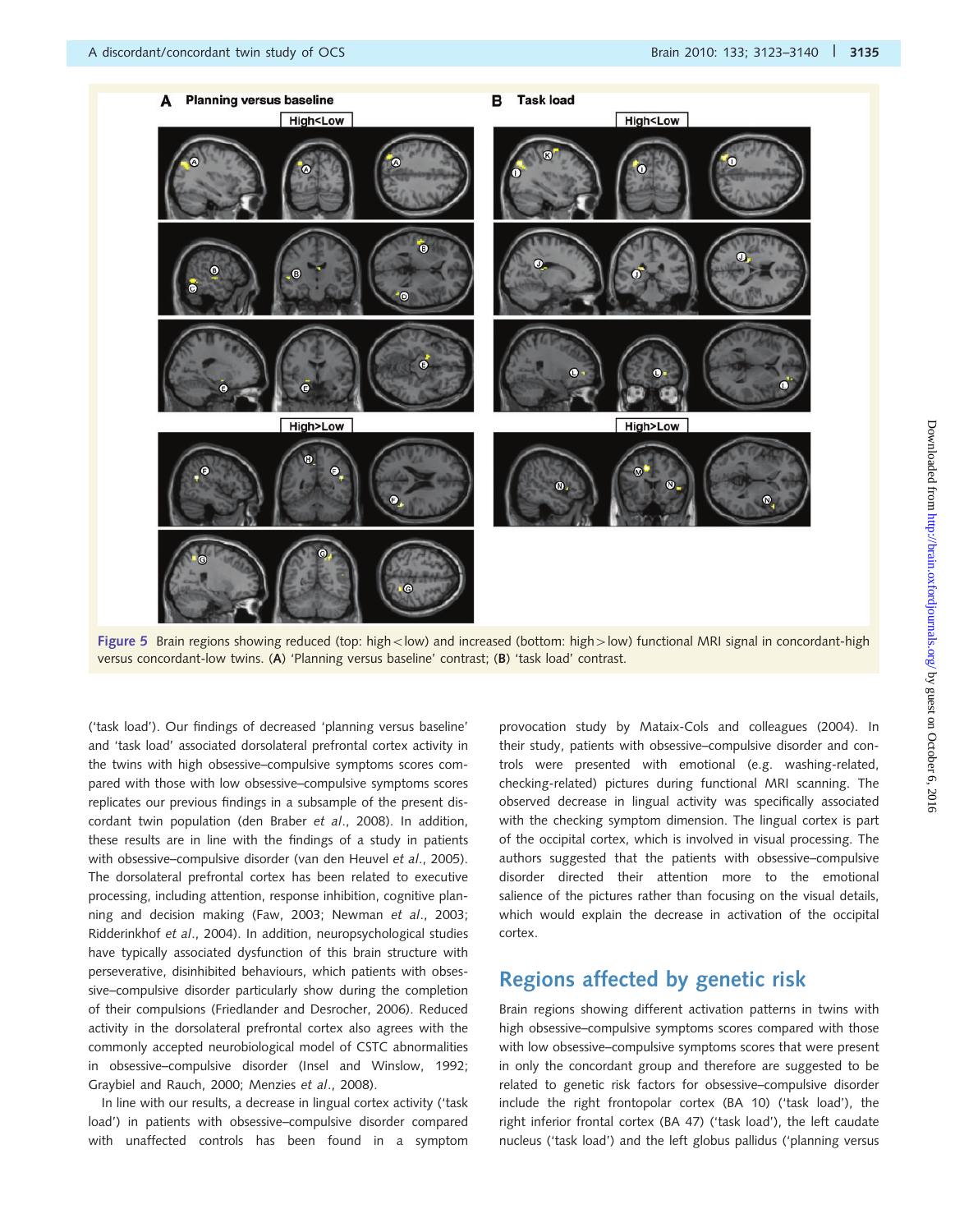Figure 5 Brain regions showing reduced (top: high < low) and increased (bottom: high > low) functional MRI signal in concordant-high versus concordant-low twins. (**A**) 'Planning versus baseline' contrast; (**B**) 'task load' contrast.

('task load'). Our findings of decreased 'planning versus baseline' and 'task load' associated dorsolateral prefrontal cortex activity in the twins with high obsessive–compulsive symptoms scores compared with those with low obsessive–compulsive symptoms scores replicates our previous findings in a subsample of the present discordant twin population (den Braber *et al*., 2008). In addition, these results are in line with the findings of a study in patients with obsessive–compulsive disorder (van den Heuvel *et al*., 2005). The dorsolateral prefrontal cortex has been related to executive processing, including attention, response inhibition, cognitive planning and decision making (Faw, 2003; Newman *et al*., 2003; Ridderinkhof *et al*., 2004). In addition, neuropsychological studies have typically associated dysfunction of this brain structure with perseverative, disinhibited behaviours, which patients with obsessive–compulsive disorder particularly show during the completion of their compulsions (Friedlander and Desrocher, 2006). Reduced activity in the dorsolateral prefrontal cortex also agrees with the commonly accepted neurobiological model of CSTC abnormalities in obsessive–compulsive disorder (Insel and Winslow, 1992; Graybiel and Rauch, 2000; Menzies *et al*., 2008).

In line with our results, a decrease in lingual cortex activity ('task load') in patients with obsessive–compulsive disorder compared with unaffected controls has been found in a symptom provocation study by Mataix-Cols and colleagues (2004). In their study, patients with obsessive–compulsive disorder and controls were presented with emotional (e.g. washing-related, checking-related) pictures during functional MRI scanning. The observed decrease in lingual activity was specifically associated with the checking symptom dimension. The lingual cortex is part of the occipital cortex, which is involved in visual processing. The authors suggested that the patients with obsessive–compulsive disorder directed their attention more to the emotional salience of the pictures rather than focusing on the visual details, which would explain the decrease in activation of the occipital cortex.

## Regions affected by genetic risk

Brain regions showing different activation patterns in twins with high obsessive–compulsive symptoms scores compared with those with low obsessive–compulsive symptoms scores that were present in only the concordant group and therefore are suggested to be related to genetic risk factors for obsessive–compulsive disorder include the right frontopolar cortex (BA 10) ('task load'), the right inferior frontal cortex (BA 47) ('task load'), the left caudate nucleus ('task load') and the left globus pallidus ('planning versus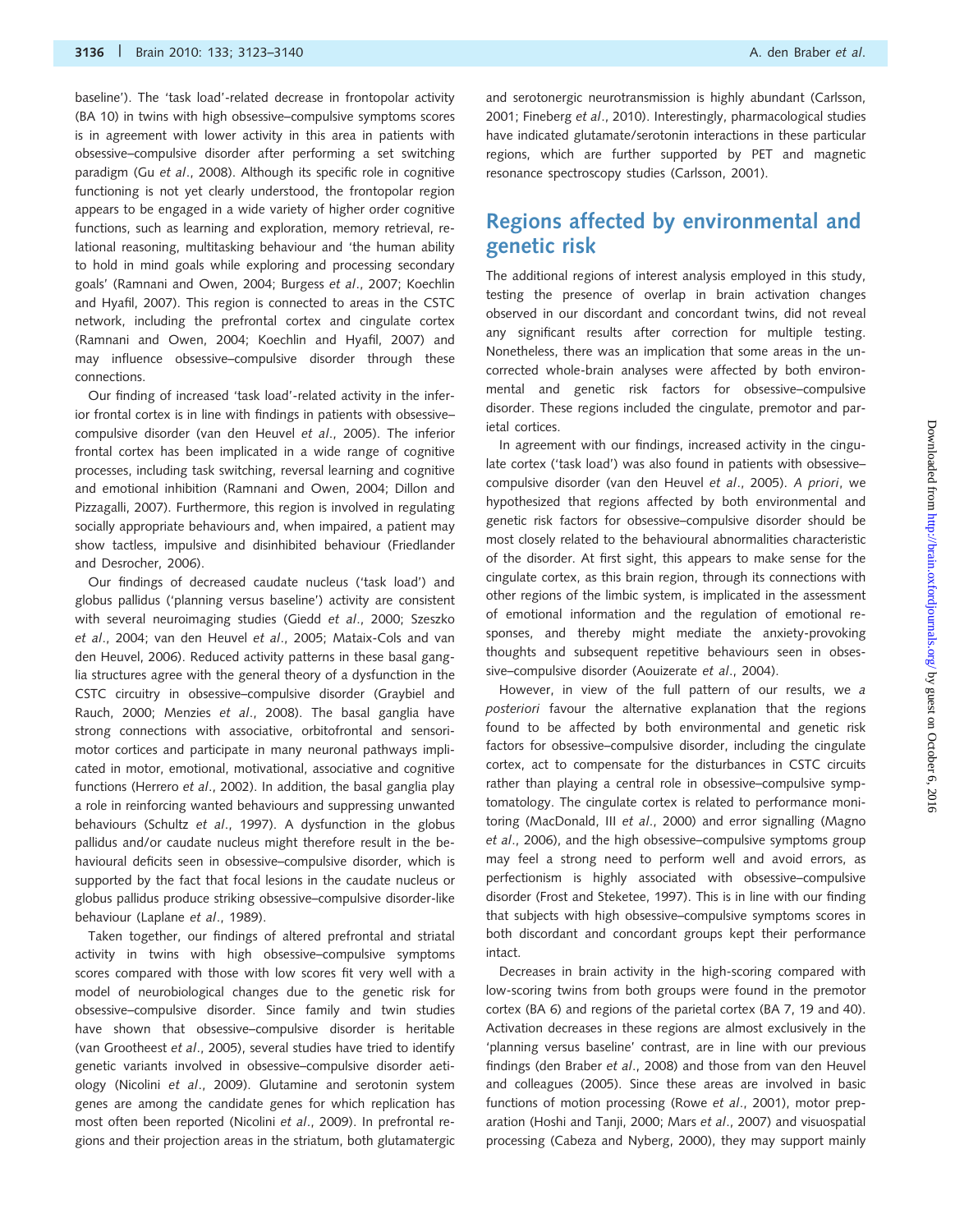baseline'). The 'task load'-related decrease in frontopolar activity (BA 10) in twins with high obsessive–compulsive symptoms scores is in agreement with lower activity in this area in patients with obsessive–compulsive disorder after performing a set switching paradigm (Gu *et al*., 2008). Although its specific role in cognitive functioning is not yet clearly understood, the frontopolar region appears to be engaged in a wide variety of higher order cognitive functions, such as learning and exploration, memory retrieval, relational reasoning, multitasking behaviour and 'the human ability to hold in mind goals while exploring and processing secondary goals' (Ramnani and Owen, 2004; Burgess *et al*., 2007; Koechlin and Hyafil, 2007). This region is connected to areas in the CSTC network, including the prefrontal cortex and cingulate cortex (Ramnani and Owen, 2004; Koechlin and Hyafil, 2007) and may influence obsessive–compulsive disorder through these connections.

Our finding of increased 'task load'-related activity in the inferior frontal cortex is in line with findings in patients with obsessive–compulsive disorder (van den Heuvel *et al*., 2005). The inferior frontal cortex has been implicated in a wide range of cognitive processes, including task switching, reversal learning and cognitive and emotional inhibition (Ramnani and Owen, 2004; Dillon and Pizzagalli, 2007). Furthermore, this region is involved in regulating socially appropriate behaviours and, when impaired, a patient may show tactless, impulsive and disinhibited behaviour (Friedlander and Desrocher, 2006).

Our findings of decreased caudate nucleus ('task load') and globus pallidus ('planning versus baseline') activity are consistent with several neuroimaging studies (Giedd *et al*., 2000; Szeszko *et al*., 2004; van den Heuvel *et al*., 2005; Mataix-Cols and van den Heuvel, 2006). Reduced activity patterns in these basal ganglia structures agree with the general theory of a dysfunction in the CSTC circuitry in obsessive–compulsive disorder (Graybiel and Rauch, 2000; Menzies *et al*., 2008). The basal ganglia have strong connections with associative, orbitofrontal and sensorimotor cortices and participate in many neuronal pathways implicated in motor, emotional, motivational, associative and cognitive functions (Herrero *et al*., 2002). In addition, the basal ganglia play a role in reinforcing wanted behaviours and suppressing unwanted behaviours (Schultz *et al*., 1997). A dysfunction in the globus pallidus and/or caudate nucleus might therefore result in the behavioural deficits seen in obsessive–compulsive disorder, which is supported by the fact that focal lesions in the caudate nucleus or globus pallidus produce striking obsessive–compulsive disorder-like behaviour (Laplane *et al*., 1989).

Taken together, our findings of altered prefrontal and striatal activity in twins with high obsessive–compulsive symptoms scores compared with those with low scores fit very well with a model of neurobiological changes due to the genetic risk for obsessive–compulsive disorder. Since family and twin studies have shown that obsessive–compulsive disorder is heritable (van Grootheest *et al*., 2005), several studies have tried to identify genetic variants involved in obsessive–compulsive disorder aetiology (Nicolini *et al*., 2009). Glutamine and serotonin system genes are among the candidate genes for which replication has most often been reported (Nicolini *et al*., 2009). In prefrontal regions and their projection areas in the striatum, both glutamatergic and serotonergic neurotransmission is highly abundant (Carlsson, 2001; Fineberg *et al*., 2010). Interestingly, pharmacological studies have indicated glutamate/serotonin interactions in these particular regions, which are further supported by PET and magnetic resonance spectroscopy studies (Carlsson, 2001).

## Regions affected by environmental and genetic risk

The additional regions of interest analysis employed in this study, testing the presence of overlap in brain activation changes observed in our discordant and concordant twins, did not reveal any significant results after correction for multiple testing. Nonetheless, there was an implication that some areas in the uncorrected whole-brain analyses were affected by both environmental and genetic risk factors for obsessive–compulsive disorder. These regions included the cingulate, premotor and parietal cortices.

In agreement with our findings, increased activity in the cingulate cortex ('task load') was also found in patients with obsessive–compulsive disorder (van den Heuvel *et al*., 2005). *A priori*, we hypothesized that regions affected by both environmental and genetic risk factors for obsessive–compulsive disorder should be most closely related to the behavioural abnormalities characteristic of the disorder. At first sight, this appears to make sense for the cingulate cortex, as this brain region, through its connections with other regions of the limbic system, is implicated in the assessment of emotional information and the regulation of emotional responses, and thereby might mediate the anxiety-provoking thoughts and subsequent repetitive behaviours seen in obsessive–compulsive disorder (Aouizerate *et al*., 2004).

However, in view of the full pattern of our results, we *a posteriori* favour the alternative explanation that the regions found to be affected by both environmental and genetic risk factors for obsessive–compulsive disorder, including the cingulate cortex, act to compensate for the disturbances in CSTC circuits rather than playing a central role in obsessive–compulsive symptomatology. The cingulate cortex is related to performance monitoring (MacDonald, III *et al*., 2000) and error signalling (Magno *et al*., 2006), and the high obsessive–compulsive symptoms group may feel a strong need to perform well and avoid errors, as perfectionism is highly associated with obsessive–compulsive disorder (Frost and Steketee, 1997). This is in line with our finding that subjects with high obsessive–compulsive symptoms scores in both discordant and concordant groups kept their performance intact.

Decreases in brain activity in the high-scoring compared with low-scoring twins from both groups were found in the premotor cortex (BA 6) and regions of the parietal cortex (BA 7, 19 and 40). Activation decreases in these regions are almost exclusively in the 'planning versus baseline' contrast, are in line with our previous findings (den Braber *et al*., 2008) and those from van den Heuvel and colleagues (2005). Since these areas are involved in basic functions of motion processing (Rowe *et al*., 2001), motor preparation (Hoshi and Tanji, 2000; Mars *et al*., 2007) and visuospatial processing (Cabeza and Nyberg, 2000), they may support mainly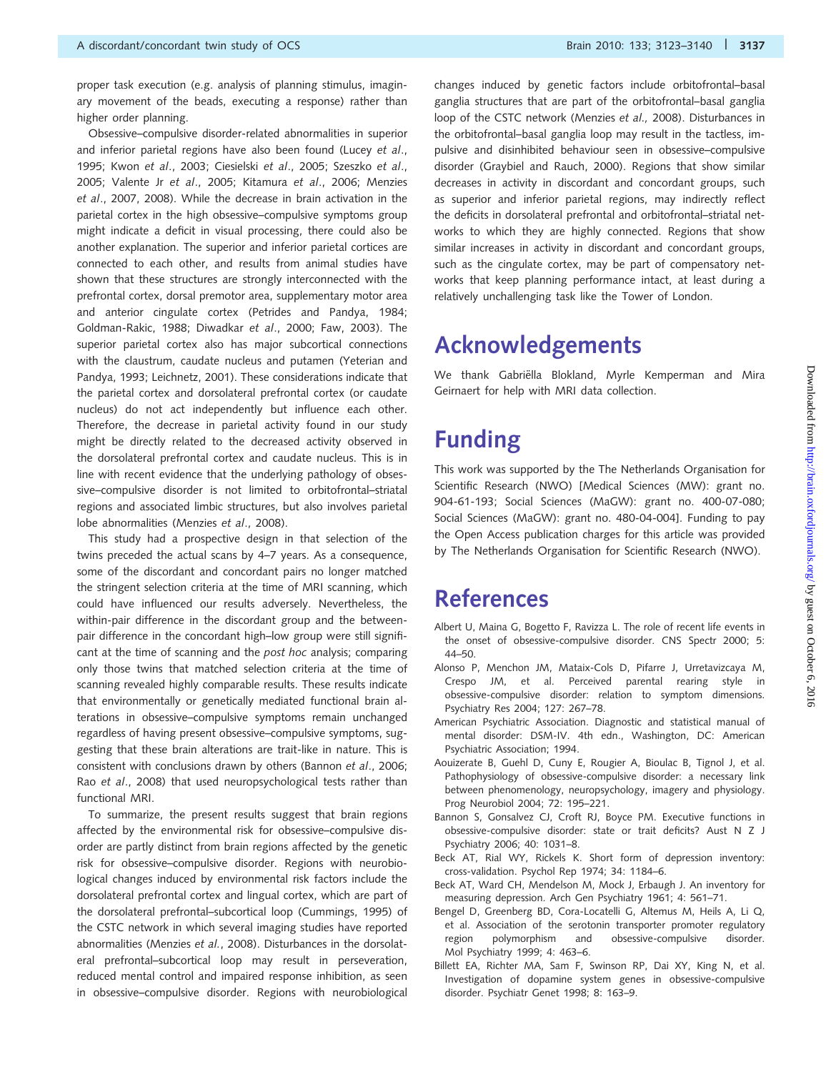proper task execution (e.g. analysis of planning stimulus, imaginary movement of the beads, executing a response) rather than higher order planning.

Obsessive–compulsive disorder-related abnormalities in superior and inferior parietal regions have also been found (Lucey *et al*., 1995; Kwon *et al*., 2003; Ciesielski *et al*., 2005; Szeszko *et al*., 2005; Valente Jr *et al*., 2005; Kitamura *et al*., 2006; Menzies *et al*., 2007, 2008). While the decrease in brain activation in the parietal cortex in the high obsessive–compulsive symptoms group might indicate a deficit in visual processing, there could also be another explanation. The superior and inferior parietal cortices are connected to each other, and results from animal studies have shown that these structures are strongly interconnected with the prefrontal cortex, dorsal premotor area, supplementary motor area and anterior cingulate cortex (Petrides and Pandya, 1984; Goldman-Rakic, 1988; Diwadkar *et al*., 2000; Faw, 2003). The superior parietal cortex also has major subcortical connections with the claustrum, caudate nucleus and putamen (Yeterian and Pandya, 1993; Leichnetz, 2001). These considerations indicate that the parietal cortex and dorsolateral prefrontal cortex (or caudate nucleus) do not act independently but influence each other. Therefore, the decrease in parietal activity found in our study might be directly related to the decreased activity observed in the dorsolateral prefrontal cortex and caudate nucleus. This is in line with recent evidence that the underlying pathology of obsessive–compulsive disorder is not limited to orbitofrontal–striatal regions and associated limbic structures, but also involves parietal lobe abnormalities (Menzies *et al*., 2008).

This study had a prospective design in that selection of the twins preceded the actual scans by 4–7 years. As a consequence, some of the discordant and concordant pairs no longer matched the stringent selection criteria at the time of MRI scanning, which could have influenced our results adversely. Nevertheless, the within-pair difference in the discordant group and the between-pair difference in the concordant high–low group were still significant at the time of scanning and the *post hoc* analysis; comparing only those twins that matched selection criteria at the time of scanning revealed highly comparable results. These results indicate that environmentally or genetically mediated functional brain alterations in obsessive–compulsive symptoms remain unchanged regardless of having present obsessive–compulsive symptoms, suggesting that these brain alterations are trait-like in nature. This is consistent with conclusions drawn by others (Bannon *et al*., 2006; Rao *et al*., 2008) that used neuropsychological tests rather than functional MRI.

To summarize, the present results suggest that brain regions affected by the environmental risk for obsessive–compulsive disorder are partly distinct from brain regions affected by the genetic risk for obsessive–compulsive disorder. Regions with neurobiological changes induced by environmental risk factors include the dorsolateral prefrontal cortex and lingual cortex, which are part of the dorsolateral prefrontal–subcortical loop (Cummings, 1995) of the CSTC network in which several imaging studies have reported abnormalities (Menzies *et al.*, 2008). Disturbances in the dorsolateral prefrontal–subcortical loop may result in perseveration, reduced mental control and impaired response inhibition, as seen in obsessive–compulsive disorder. Regions with neurobiological changes induced by genetic factors include orbitofrontal–basal ganglia structures that are part of the orbitofrontal–basal ganglia loop of the CSTC network (Menzies *et al*., 2008). Disturbances in the orbitofrontal–basal ganglia loop may result in the tactless, impulsive and disinhibited behaviour seen in obsessive–compulsive disorder (Graybiel and Rauch, 2000). Regions that show similar decreases in activity in discordant and concordant groups, such as superior and inferior parietal regions, may indirectly reflect the deficits in dorsolateral prefrontal and orbitofrontal–striatal networks to which they are highly connected. Regions that show similar increases in activity in discordant and concordant groups, such as the cingulate cortex, may be part of compensatory networks that keep planning performance intact, at least during a relatively unchallenging task like the Tower of London.

# Acknowledgements

We thank Gabriëlla Blokland, Myrle Kemperman and Mira Geirnaert for help with MRI data collection.

# Funding

This work was supported by the The Netherlands Organisation for Scientific Research (NWO) [Medical Sciences (MW): grant no. 904-61-193; Social Sciences (MaGW): grant no. 400-07-080; Social Sciences (MaGW): grant no. 480-04-004]. Funding to pay the Open Access publication charges for this article was provided by The Netherlands Organisation for Scientific Research (NWO).

# References

Albert U, Maina G, Bogetto F, Ravizza L. The role of recent life events in the onset of obsessive-compulsive disorder. CNS Spectr 2000; 5: 44–50.

Alonso P, Menchon JM, Mataix-Cols D, Pifarre J, Urretavizcaya M, Crespo JM, et al. Perceived parental rearing style in obsessive-compulsive disorder: relation to symptom dimensions. Psychiatry Res 2004; 127: 267–78.

American Psychiatric Association. Diagnostic and statistical manual of mental disorder: DSM-IV. 4th edn., Washington, DC: American Psychiatric Association; 1994.

Aouizerate B, Guehl D, Cuny E, Rougier A, Bioulac B, Tignol J, et al. Pathophysiology of obsessive-compulsive disorder: a necessary link between phenomenology, neuropsychology, imagery and physiology. Prog Neurobiol 2004; 72: 195–221.

Bannon S, Gonsalvez CJ, Croft RJ, Boyce PM. Executive functions in obsessive-compulsive disorder: state or trait deficits? Aust N Z J Psychiatry 2006; 40: 1031–8.

Beck AT, Rial WY, Rickels K. Short form of depression inventory: cross-validation. Psychol Rep 1974; 34: 1184–6.

Beck AT, Ward CH, Mendelson M, Mock J, Erbaugh J. An inventory for measuring depression. Arch Gen Psychiatry 1961; 4: 561–71.

Bengel D, Greenberg BD, Cora-Locatelli G, Altemus M, Heils A, Li Q, et al. Association of the serotonin transporter promoter regulatory region polymorphism and obsessive-compulsive disorder. Mol Psychiatry 1999; 4: 463–6.

Billett EA, Richter MA, Sam F, Swinson RP, Dai XY, King N, et al. Investigation of dopamine system genes in obsessive-compulsive disorder. Psychiatr Genet 1998; 8: 163–9.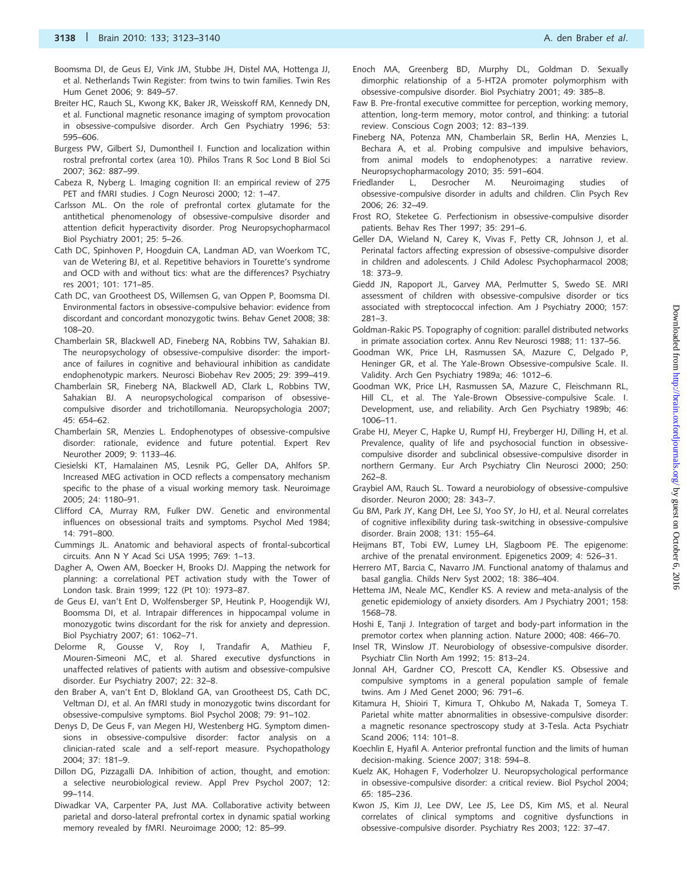Boomsma DI, de Geus EJ, Vink JM, Stubbe JH, Distel MA, Hottenga JJ, et al. Netherlands Twin Register: from twins to twin families. Twin Res Hum Genet 2006; 9: 849–57.

Breiter HC, Rauch SL, Kwong KK, Baker JR, Weisskoff RM, Kennedy DN, et al. Functional magnetic resonance imaging of symptom provocation in obsessive-compulsive disorder. Arch Gen Psychiatry 1996; 53: 595–606.

Burgess PW, Gilbert SJ, Dumontheil I. Function and localization within rostral prefrontal cortex (area 10). Philos Trans R Soc Lond B Biol Sci 2007; 362: 887–99.

Cabeza R, Nyberg L. Imaging cognition II: an empirical review of 275 PET and fMRI studies. J Cogn Neurosci 2000; 12: 1–47.

Carlsson ML. On the role of prefrontal cortex glutamate for the antithetical phenomenology of obsessive-compulsive disorder and attention deficit hyperactivity disorder. Prog Neuropsychopharmacol Biol Psychiatry 2001; 25: 5–26.

Cath DC, Spinhoven P, Hoogduin CA, Landman AD, van Woerkom TC, van de Wetering BJ, et al. Repetitive behaviors in Tourette's syndrome and OCD with and without tics: what are the differences? Psychiatry res 2001; 101: 171–85.

Cath DC, van Grootheest DS, Willemsen G, van Oppen P, Boomsma DI. Environmental factors in obsessive-compulsive behavior: evidence from discordant and concordant monozygotic twins. Behav Genet 2008; 38: 108–20.

Chamberlain SR, Blackwell AD, Fineberg NA, Robbins TW, Sahakian BJ. The neuropsychology of obsessive-compulsive disorder: the importance of failures in cognitive and behavioural inhibition as candidate endophenotypic markers. Neurosci Biobehav Rev 2005; 29: 399–419.

Chamberlain SR, Fineberg NA, Blackwell AD, Clark L, Robbins TW, Sahakian BJ. A neuropsychological comparison of obsessive-compulsive disorder and trichotillomania. Neuropsychologia 2007; 45: 654–62.

Chamberlain SR, Menzies L. Endophenotypes of obsessive-compulsive disorder: rationale, evidence and future potential. Expert Rev Neurother 2009; 9: 1133–46.

Ciesielski KT, Hamalainen MS, Lesnik PG, Geller DA, Ahlfors SP. Increased MEG activation in OCD reflects a compensatory mechanism specific to the phase of a visual working memory task. Neuroimage 2005; 24: 1180–91.

Clifford CA, Murray RM, Fulker DW. Genetic and environmental influences on obsessional traits and symptoms. Psychol Med 1984; 14: 791–800.

Cummings JL. Anatomic and behavioral aspects of frontal-subcortical circuits. Ann N Y Acad Sci USA 1995; 769: 1–13.

Dagher A, Owen AM, Boecker H, Brooks DJ. Mapping the network for planning: a correlational PET activation study with the Tower of London task. Brain 1999; 122 (Pt 10): 1973–87.

de Geus EJ, van't Ent D, Wolfensberger SP, Heutink P, Hoogendijk WJ, Boomsma DI, et al. Intrapair differences in hippocampal volume in monozygotic twins discordant for the risk for anxiety and depression. Biol Psychiatry 2007; 61: 1062–71.

Delorme R, Gousse V, Roy I, Trandafir A, Mathieu F, Mouren-Simeoni MC, et al. Shared executive dysfunctions in unaffected relatives of patients with autism and obsessive-compulsive disorder. Eur Psychiatry 2007; 22: 32–8.

den Braber A, van't Ent D, Blokland GA, van Grootheest DS, Cath DC, Veltman DJ, et al. An fMRI study in monozygotic twins discordant for obsessive-compulsive symptoms. Biol Psychol 2008; 79: 91–102.

Denys D, De Geus F, van Megen HJ, Westenberg HG. Symptom dimensions in obsessive-compulsive disorder: factor analysis on a clinician-rated scale and a self-report measure. Psychopathology 2004; 37: 181–9.

Dillon DG, Pizzagalli DA. Inhibition of action, thought, and emotion: a selective neurobiological review. Appl Prev Psychol 2007; 12: 99–114.

Diwadkar VA, Carpenter PA, Just MA. Collaborative activity between parietal and dorso-lateral prefrontal cortex in dynamic spatial working memory revealed by fMRI. Neuroimage 2000; 12: 85–99.

Enoch MA, Greenberg BD, Murphy DL, Goldman D. Sexually dimorphic relationship of a 5-HT2A promoter polymorphism with obsessive-compulsive disorder. Biol Psychiatry 2001; 49: 385–8.

Faw B. Pre-frontal executive committee for perception, working memory, attention, long-term memory, motor control, and thinking: a tutorial review. Conscious Cogn 2003; 12: 83–139.

Fineberg NA, Potenza MN, Chamberlain SR, Berlin HA, Menzies L, Bechara A, et al. Probing compulsive and impulsive behaviors, from animal models to endophenotypes: a narrative review. Neuropsychopharmacology 2010; 35: 591–604.

Friedlander L, Desrocher M. Neuroimaging studies of obsessive-compulsive disorder in adults and children. Clin Psych Rev 2006; 26: 32–49.

Frost RO, Steketee G. Perfectionism in obsessive-compulsive disorder patients. Behav Res Ther 1997; 35: 291–6.

Geller DA, Wieland N, Carey K, Vivas F, Petty CR, Johnson J, et al. Perinatal factors affecting expression of obsessive-compulsive disorder in children and adolescents. J Child Adolesc Psychopharmacol 2008; 18: 373–9.

Giedd JN, Rapoport JL, Garvey MA, Perlmutter S, Swedo SE. MRI assessment of children with obsessive-compulsive disorder or tics associated with streptococcal infection. Am J Psychiatry 2000; 157: 281–3.

Goldman-Rakic PS. Topography of cognition: parallel distributed networks in primate association cortex. Annu Rev Neurosci 1988; 11: 137–56.

Goodman WK, Price LH, Rasmussen SA, Mazure C, Delgado P, Heninger GR, et al. The Yale-Brown Obsessive-compulsive Scale. II. Validity. Arch Gen Psychiatry 1989a; 46: 1012–6.

Goodman WK, Price LH, Rasmussen SA, Mazure C, Fleischmann RL, Hill CL, et al. The Yale-Brown Obsessive-compulsive Scale. I. Development, use, and reliability. Arch Gen Psychiatry 1989b; 46: 1006–11.

Grabe HJ, Meyer C, Hapke U, Rumpf HJ, Freyberger HJ, Dilling H, et al. Prevalence, quality of life and psychosocial function in obsessive-compulsive disorder and subclinical obsessive-compulsive disorder in northern Germany. Eur Arch Psychiatry Clin Neurosci 2000; 250: 262–8.

Graybiel AM, Rauch SL. Toward a neurobiology of obsessive-compulsive disorder. Neuron 2000; 28: 343–7.

Gu BM, Park JY, Kang DH, Lee SJ, Yoo SY, Jo HJ, et al. Neural correlates of cognitive inflexibility during task-switching in obsessive-compulsive disorder. Brain 2008; 131: 155–64.

Heijmans BT, Tobi EW, Lumey LH, Slagboom PE. The epigenome: archive of the prenatal environment. Epigenetics 2009; 4: 526–31.

Herrero MT, Barcia C, Navarro JM. Functional anatomy of thalamus and basal ganglia. Childs Nerv Syst 2002; 18: 386–404.

Hettema JM, Neale MC, Kendler KS. A review and meta-analysis of the genetic epidemiology of anxiety disorders. Am J Psychiatry 2001; 158: 1568–78.

Hoshi E, Tanji J. Integration of target and body-part information in the premotor cortex when planning action. Nature 2000; 408: 466–70.

Insel TR, Winslow JT. Neurobiology of obsessive-compulsive disorder. Psychiatr Clin North Am 1992; 15: 813–24.

Jonnal AH, Gardner CO, Prescott CA, Kendler KS. Obsessive and compulsive symptoms in a general population sample of female twins. Am J Med Genet 2000; 96: 791–6.

Kitamura H, Shioiri T, Kimura T, Ohkubo M, Nakada T, Someya T. Parietal white matter abnormalities in obsessive-compulsive disorder: a magnetic resonance spectroscopy study at 3-Tesla. Acta Psychiatr Scand 2006; 114: 101–8.

Koechlin E, Hyafil A. Anterior prefrontal function and the limits of human decision-making. Science 2007; 318: 594–8.

Kuelz AK, Hohagen F, Voderholzer U. Neuropsychological performance in obsessive-compulsive disorder: a critical review. Biol Psychol 2004; 65: 185–236.

Kwon JS, Kim JJ, Lee DW, Lee JS, Lee DS, Kim MS, et al. Neural correlates of clinical symptoms and cognitive dysfunctions in obsessive-compulsive disorder. Psychiatry Res 2003; 122: 37–47.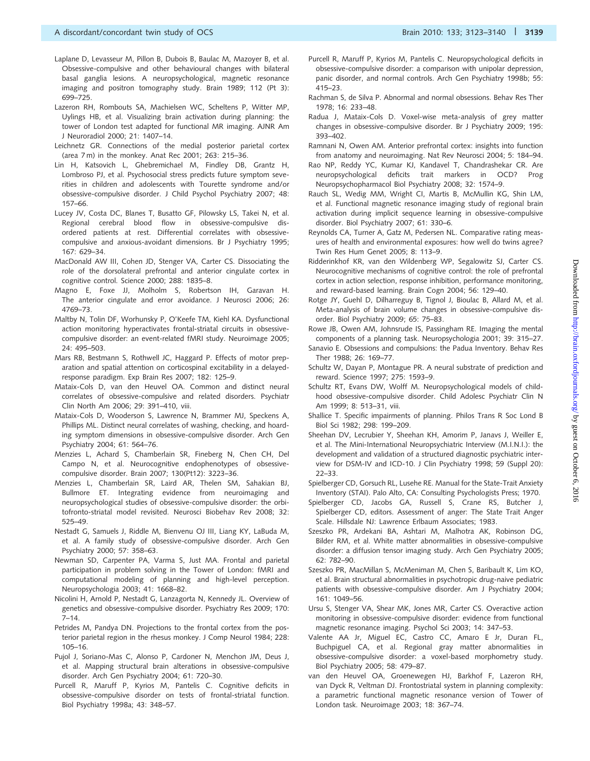Laplane D, Levasseur M, Pillon B, Dubois B, Baulac M, Mazoyer B, et al. Obsessive-compulsive and other behavioural changes with bilateral basal ganglia lesions. A neuropsychological, magnetic resonance imaging and positron tomography study. Brain 1989; 112 (Pt 3): 699–725.

Lazeron RH, Rombouts SA, Machielsen WC, Scheltens P, Witter MP, Uylings HB, et al. Visualizing brain activation during planning: the tower of London test adapted for functional MR imaging. AJNR Am J Neuroradiol 2000; 21: 1407–14.

Leichnetz GR. Connections of the medial posterior parietal cortex (area 7 m) in the monkey. Anat Rec 2001; 263: 215–36.

Lin H, Katsovich L, Ghebremichael M, Findley DB, Grantz H, Lombroso PJ, et al. Psychosocial stress predicts future symptom severities in children and adolescents with Tourette syndrome and/or obsessive-compulsive disorder. J Child Psychol Psychiatry 2007; 48: 157–66.

Lucey JV, Costa DC, Blanes T, Busatto GF, Pilowsky LS, Takei N, et al. Regional cerebral blood flow in obsessive-compulsive disordered patients at rest. Differential correlates with obsessive-compulsive and anxious-avoidant dimensions. Br J Psychiatry 1995; 167: 629–34.

MacDonald AW III, Cohen JD, Stenger VA, Carter CS. Dissociating the role of the dorsolateral prefrontal and anterior cingulate cortex in cognitive control. Science 2000; 288: 1835–8.

Magno E, Foxe JJ, Molholm S, Robertson IH, Garavan H. The anterior cingulate and error avoidance. J Neurosci 2006; 26: 4769–73.

Maltby N, Tolin DF, Worhunsky P, O'Keefe TM, Kiehl KA. Dysfunctional action monitoring hyperactivates frontal-striatal circuits in obsessive-compulsive disorder: an event-related fMRI study. Neuroimage 2005; 24: 495–503.

Mars RB, Bestmann S, Rothwell JC, Haggard P. Effects of motor preparation and spatial attention on corticospinal excitability in a delayed-response paradigm. Exp Brain Res 2007; 182: 125–9.

Mataix-Cols D, van den Heuvel OA. Common and distinct neural correlates of obsessive-compulsive and related disorders. Psychiatr Clin North Am 2006; 29: 391–410, viii.

Mataix-Cols D, Wooderson S, Lawrence N, Brammer MJ, Speckens A, Phillips ML. Distinct neural correlates of washing, checking, and hoarding symptom dimensions in obsessive-compulsive disorder. Arch Gen Psychiatry 2004; 61: 564–76.

Menzies L, Achard S, Chamberlain SR, Fineberg N, Chen CH, Del Campo N, et al. Neurocognitive endophenotypes of obsessive-compulsive disorder. Brain 2007; 130(Pt12): 3223–36.

Menzies L, Chamberlain SR, Laird AR, Thelen SM, Sahakian BJ, Bullmore ET. Integrating evidence from neuroimaging and neuropsychological studies of obsessive-compulsive disorder: the orbitofronto-striatal model revisited. Neurosci Biobehav Rev 2008; 32: 525–49.

Nestadt G, Samuels J, Riddle M, Bienvenu OJ III, Liang KY, LaBuda M, et al. A family study of obsessive-compulsive disorder. Arch Gen Psychiatry 2000; 57: 358–63.

Newman SD, Carpenter PA, Varma S, Just MA. Frontal and parietal participation in problem solving in the Tower of London: fMRI and computational modeling of planning and high-level perception. Neuropsychologia 2003; 41: 1668–82.

Nicolini H, Arnold P, Nestadt G, Lanzagorta N, Kennedy JL. Overview of genetics and obsessive-compulsive disorder. Psychiatry Res 2009; 170: 7–14.

Petrides M, Pandya DN. Projections to the frontal cortex from the posterior parietal region in the rhesus monkey. J Comp Neurol 1984; 228: 105–16.

Pujol J, Soriano-Mas C, Alonso P, Cardoner N, Menchon JM, Deus J, et al. Mapping structural brain alterations in obsessive-compulsive disorder. Arch Gen Psychiatry 2004; 61: 720–30.

Purcell R, Maruff P, Kyrios M, Pantelis C. Cognitive deficits in obsessive-compulsive disorder on tests of frontal-striatal function. Biol Psychiatry 1998a; 43: 348–57.

Purcell R, Maruff P, Kyrios M, Pantelis C. Neuropsychological deficits in obsessive-compulsive disorder: a comparison with unipolar depression, panic disorder, and normal controls. Arch Gen Psychiatry 1998b; 55: 415–23.

Rachman S, de Silva P. Abnormal and normal obsessions. Behav Res Ther 1978; 16: 233–48.

Radua J, Mataix-Cols D. Voxel-wise meta-analysis of grey matter changes in obsessive-compulsive disorder. Br J Psychiatry 2009; 195: 393–402.

Ramnani N, Owen AM. Anterior prefrontal cortex: insights into function from anatomy and neuroimaging. Nat Rev Neurosci 2004; 5: 184–94.

Rao NP, Reddy YC, Kumar KJ, Kandavel T, Chandrashekar CR. Are neuropsychological deficits trait markers in OCD? Prog Neuropsychopharmacol Biol Psychiatry 2008; 32: 1574–9.

Rauch SL, Wedig MM, Wright CI, Martis B, McMullin KG, Shin LM, et al. Functional magnetic resonance imaging study of regional brain activation during implicit sequence learning in obsessive-compulsive disorder. Biol Psychiatry 2007; 61: 330–6.

Reynolds CA, Turner A, Gatz M, Pedersen NL. Comparative rating measures of health and environmental exposures: how well do twins agree? Twin Res Hum Genet 2005; 8: 113–9.

Ridderinkhof KR, van den Wildenberg WP, Segalowitz SJ, Carter CS. Neurocognitive mechanisms of cognitive control: the role of prefrontal cortex in action selection, response inhibition, performance monitoring, and reward-based learning. Brain Cogn 2004; 56: 129–40.

Rotge JY, Guehl D, Dilharreguy B, Tignol J, Bioulac B, Allard M, et al. Meta-analysis of brain volume changes in obsessive-compulsive disorder. Biol Psychiatry 2009; 65: 75–83.

Rowe JB, Owen AM, Johnsrude IS, Passingham RE. Imaging the mental components of a planning task. Neuropsychologia 2001; 39: 315–27.

Sanavio E. Obsessions and compulsions: the Padua Inventory. Behav Res Ther 1988; 26: 169–77.

Schultz W, Dayan P, Montague PR. A neural substrate of prediction and reward. Science 1997; 275: 1593–9.

Schultz RT, Evans DW, Wolff M. Neuropsychological models of childhood obsessive-compulsive disorder. Child Adolesc Psychiatr Clin N Am 1999; 8: 513–31, viii.

Shallice T. Specific impairments of planning. Philos Trans R Soc Lond B Biol Sci 1982; 298: 199–209.

Sheehan DV, Lecrubier Y, Sheehan KH, Amorim P, Janavs J, Weiller E, et al. The Mini-International Neuropsychiatric Interview (M.I.N.I.): the development and validation of a structured diagnostic psychiatric interview for DSM-IV and ICD-10. J Clin Psychiatry 1998; 59 (Suppl 20): 22–33.

Spielberger CD, Gorsuch RL, Lusehe RE. Manual for the State-Trait Anxiety Inventory (STAI). Palo Alto, CA: Consulting Psychologists Press; 1970.

Spielberger CD, Jacobs GA, Russell S, Crane RS, Butcher J, Spielberger CD, editors. Assessment of anger: The State Trait Anger Scale. Hillsdale NJ: Lawrence Erlbaum Associates; 1983.

Szeszko PR, Ardekani BA, Ashtari M, Malhotra AK, Robinson DG, Bilder RM, et al. White matter abnormalities in obsessive-compulsive disorder: a diffusion tensor imaging study. Arch Gen Psychiatry 2005; 62: 782–90.

Szeszko PR, MacMillan S, McMeniman M, Chen S, Baribault K, Lim KO, et al. Brain structural abnormalities in psychotropic drug-naive pediatric patients with obsessive-compulsive disorder. Am J Psychiatry 2004; 161: 1049–56.

Ursu S, Stenger VA, Shear MK, Jones MR, Carter CS. Overactive action monitoring in obsessive-compulsive disorder: evidence from functional magnetic resonance imaging. Psychol Sci 2003; 14: 347–53.

Valente AA Jr, Miguel EC, Castro CC, Amaro E Jr, Duran FL, Buchpiguel CA, et al. Regional gray matter abnormalities in obsessive-compulsive disorder: a voxel-based morphometry study. Biol Psychiatry 2005; 58: 479–87.

van den Heuvel OA, Groenewegen HJ, Barkhof F, Lazeron RH, van Dyck R, Veltman DJ. Frontostriatal system in planning complexity: a parametric functional magnetic resonance version of Tower of London task. Neuroimage 2003; 18: 367–74.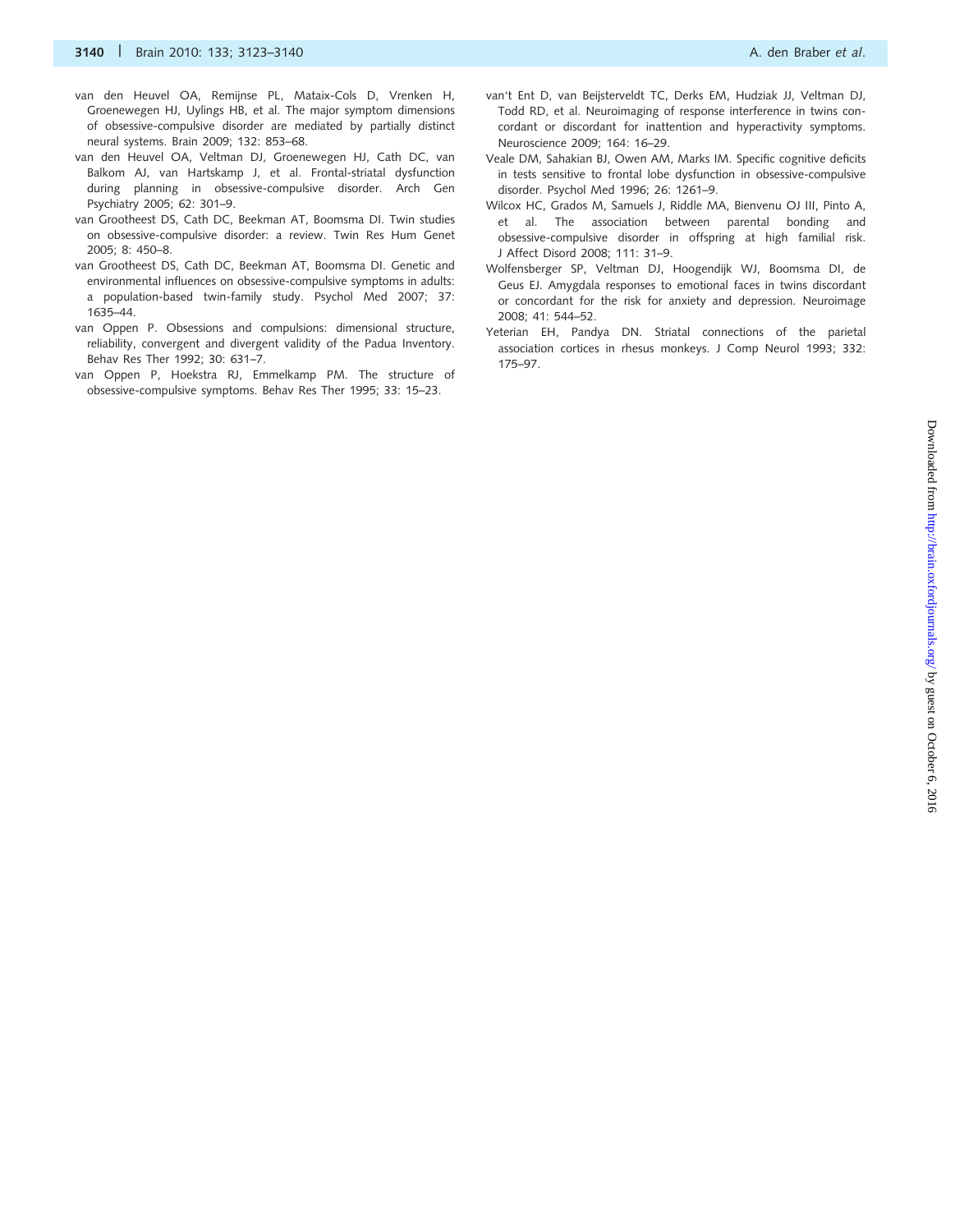van den Heuvel OA, Remijnse PL, Mataix-Cols D, Vrenken H, Groenewegen HJ, Uylings HB, et al. The major symptom dimensions of obsessive-compulsive disorder are mediated by partially distinct neural systems. Brain 2009; 132: 853–68.

van den Heuvel OA, Veltman DJ, Groenewegen HJ, Cath DC, van Balkom AJ, van Hartskamp J, et al. Frontal-striatal dysfunction during planning in obsessive-compulsive disorder. Arch Gen Psychiatry 2005; 62: 301–9.

van Grootheest DS, Cath DC, Beekman AT, Boomsma DI. Twin studies on obsessive-compulsive disorder: a review. Twin Res Hum Genet 2005; 8: 450–8.

van Grootheest DS, Cath DC, Beekman AT, Boomsma DI. Genetic and environmental influences on obsessive-compulsive symptoms in adults: a population-based twin-family study. Psychol Med 2007; 37: 1635–44.

van Oppen P. Obsessions and compulsions: dimensional structure, reliability, convergent and divergent validity of the Padua Inventory. Behav Res Ther 1992; 30: 631–7.

van Oppen P, Hoekstra RJ, Emmelkamp PM. The structure of obsessive-compulsive symptoms. Behav Res Ther 1995; 33: 15–23.

van't Ent D, van Beijsterveldt TC, Derks EM, Hudziak JJ, Veltman DJ, Todd RD, et al. Neuroimaging of response interference in twins concordant or discordant for inattention and hyperactivity symptoms. Neuroscience 2009; 164: 16–29.

Veale DM, Sahakian BJ, Owen AM, Marks IM. Specific cognitive deficits in tests sensitive to frontal lobe dysfunction in obsessive-compulsive disorder. Psychol Med 1996; 26: 1261–9.

Wilcox HC, Grados M, Samuels J, Riddle MA, Bienvenu OJ III, Pinto A, et al. The association between parental bonding and obsessive-compulsive disorder in offspring at high familial risk. J Affect Disord 2008; 111: 31–9.

Wolfensberger SP, Veltman DJ, Hoogendijk WJ, Boomsma DI, de Geus EJ. Amygdala responses to emotional faces in twins discordant or concordant for the risk for anxiety and depression. Neuroimage 2008; 41: 544–52.

Yeterian EH, Pandya DN. Striatal connections of the parietal association cortices in rhesus monkeys. J Comp Neurol 1993; 332: 175–97.